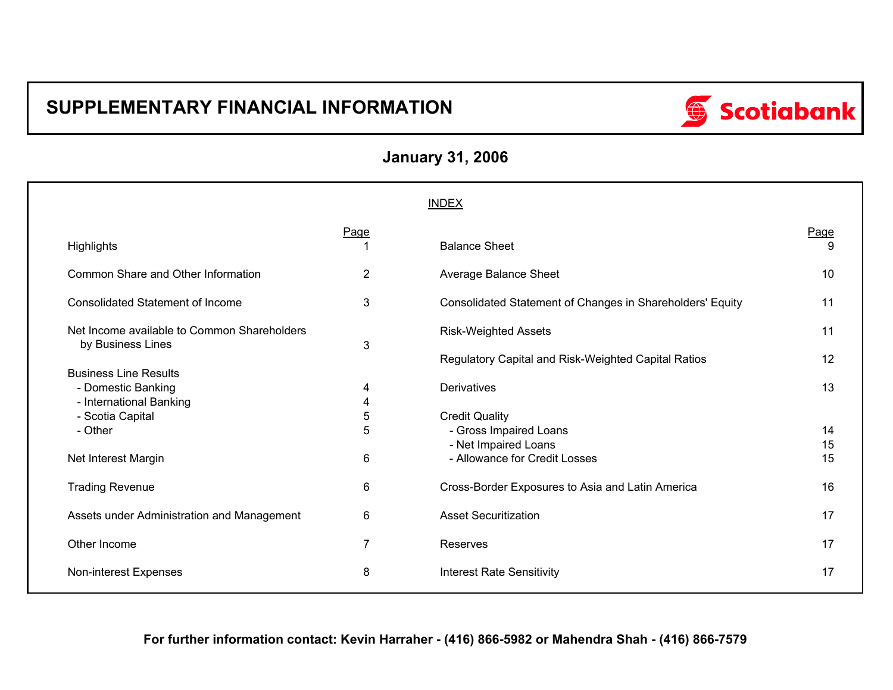# SUPPLEMENTARY FINANCIAL INFORMATION

Scotiabank

## January 31, 2006

### INDEX

| | Page | | Page |
|---|---|---|---|
| Highlights | 1 | Balance Sheet | 9 |
| Common Share and Other Information | 2 | Average Balance Sheet | 10 |
| Consolidated Statement of Income | 3 | Consolidated Statement of Changes in Shareholders' Equity | 11 |
| Net Income available to Common Shareholders by Business Lines | 3 | Risk-Weighted Assets | 11 |
| | | Regulatory Capital and Risk-Weighted Capital Ratios | 12 |
| Business Line Results | | | |
| - Domestic Banking | 4 | Derivatives | 13 |
| - International Banking | 4 | | |
| - Scotia Capital | 5 | Credit Quality | |
| - Other | 5 | - Gross Impaired Loans | 14 |
| | | - Net Impaired Loans | 15 |
| Net Interest Margin | 6 | - Allowance for Credit Losses | 15 |
| Trading Revenue | 6 | Cross-Border Exposures to Asia and Latin America | 16 |
| Assets under Administration and Management | 6 | Asset Securitization | 17 |
| Other Income | 7 | Reserves | 17 |
| Non-interest Expenses | 8 | Interest Rate Sensitivity | 17 |

**For further information contact: Kevin Harraher - (416) 866-5982 or Mahendra Shah - (416) 866-7579**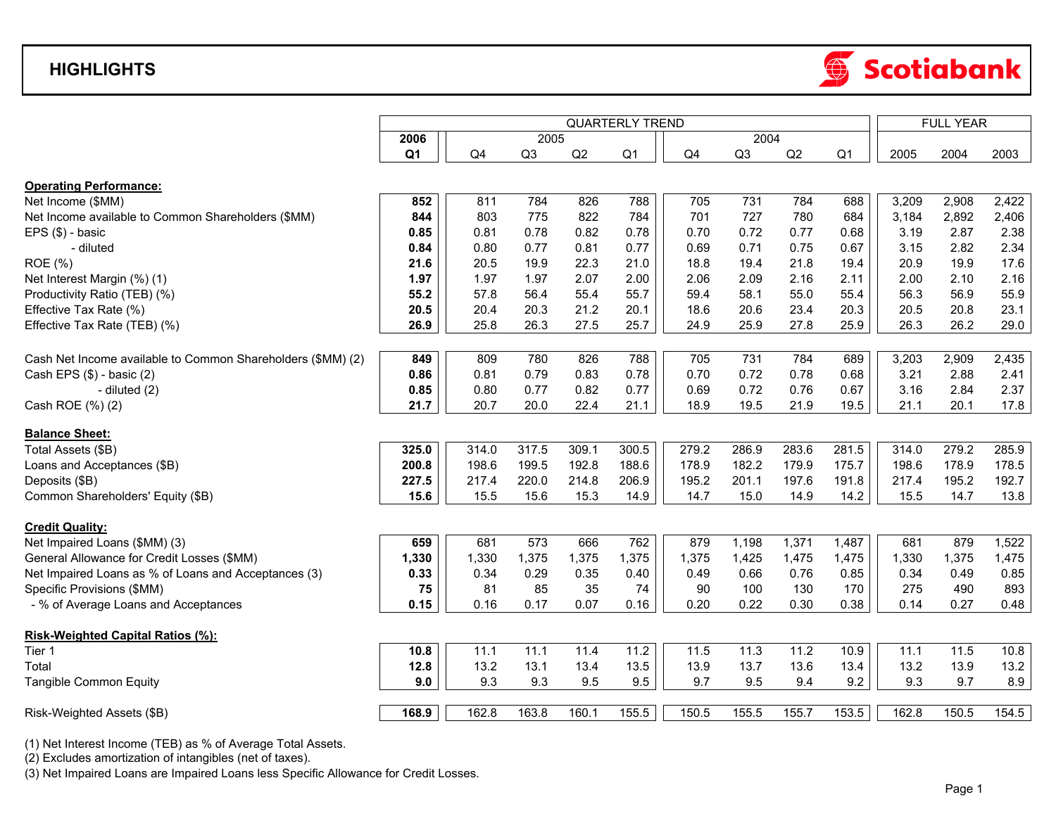# HIGHLIGHTS

Scotiabank

| | QUARTERLY TREND | | | | | | | | | FULL YEAR | | |
|---|---|---|---|---|---|---|---|---|---|---|---|---|
| | 2006 | 2005 | | | | 2004 | | | | | | |
| | Q1 | Q4 | Q3 | Q2 | Q1 | Q4 | Q3 | Q2 | Q1 | 2005 | 2004 | 2003 |
| **Operating Performance:** | | | | | | | | | | | | |
| Net Income ($MM) | **852** | 811 | 784 | 826 | 788 | 705 | 731 | 784 | 688 | 3,209 | 2,908 | 2,422 |
| Net Income available to Common Shareholders ($MM) | **844** | 803 | 775 | 822 | 784 | 701 | 727 | 780 | 684 | 3,184 | 2,892 | 2,406 |
| EPS ($) - basic | **0.85** | 0.81 | 0.78 | 0.82 | 0.78 | 0.70 | 0.72 | 0.77 | 0.68 | 3.19 | 2.87 | 2.38 |
| - diluted | **0.84** | 0.80 | 0.77 | 0.81 | 0.77 | 0.69 | 0.71 | 0.75 | 0.67 | 3.15 | 2.82 | 2.34 |
| ROE (%) | **21.6** | 20.5 | 19.9 | 22.3 | 21.0 | 18.8 | 19.4 | 21.8 | 19.4 | 20.9 | 19.9 | 17.6 |
| Net Interest Margin (%) (1) | **1.97** | 1.97 | 1.97 | 2.07 | 2.00 | 2.06 | 2.09 | 2.16 | 2.11 | 2.00 | 2.10 | 2.16 |
| Productivity Ratio (TEB) (%) | **55.2** | 57.8 | 56.4 | 55.4 | 55.7 | 59.4 | 58.1 | 55.0 | 55.4 | 56.3 | 56.9 | 55.9 |
| Effective Tax Rate (%) | **20.5** | 20.4 | 20.3 | 21.2 | 20.1 | 18.6 | 20.6 | 23.4 | 20.3 | 20.5 | 20.8 | 23.1 |
| Effective Tax Rate (TEB) (%) | **26.9** | 25.8 | 26.3 | 27.5 | 25.7 | 24.9 | 25.9 | 27.8 | 25.9 | 26.3 | 26.2 | 29.0 |
| Cash Net Income available to Common Shareholders ($MM) (2) | **849** | 809 | 780 | 826 | 788 | 705 | 731 | 784 | 689 | 3,203 | 2,909 | 2,435 |
| Cash EPS ($) - basic (2) | **0.86** | 0.81 | 0.79 | 0.83 | 0.78 | 0.70 | 0.72 | 0.78 | 0.68 | 3.21 | 2.88 | 2.41 |
| - diluted (2) | **0.85** | 0.80 | 0.77 | 0.82 | 0.77 | 0.69 | 0.72 | 0.76 | 0.67 | 3.16 | 2.84 | 2.37 |
| Cash ROE (%) (2) | **21.7** | 20.7 | 20.0 | 22.4 | 21.1 | 18.9 | 19.5 | 21.9 | 19.5 | 21.1 | 20.1 | 17.8 |
| **Balance Sheet:** | | | | | | | | | | | | |
| Total Assets ($B) | **325.0** | 314.0 | 317.5 | 309.1 | 300.5 | 279.2 | 286.9 | 283.6 | 281.5 | 314.0 | 279.2 | 285.9 |
| Loans and Acceptances ($B) | **200.8** | 198.6 | 199.5 | 192.8 | 188.6 | 178.9 | 182.2 | 179.9 | 175.7 | 198.6 | 178.9 | 178.5 |
| Deposits ($B) | **227.5** | 217.4 | 220.0 | 214.8 | 206.9 | 195.2 | 201.1 | 197.6 | 191.8 | 217.4 | 195.2 | 192.7 |
| Common Shareholders' Equity ($B) | **15.6** | 15.5 | 15.6 | 15.3 | 14.9 | 14.7 | 15.0 | 14.9 | 14.2 | 15.5 | 14.7 | 13.8 |
| **Credit Quality:** | | | | | | | | | | | | |
| Net Impaired Loans ($MM) (3) | **659** | 681 | 573 | 666 | 762 | 879 | 1,198 | 1,371 | 1,487 | 681 | 879 | 1,522 |
| General Allowance for Credit Losses ($MM) | **1,330** | 1,330 | 1,375 | 1,375 | 1,375 | 1,375 | 1,425 | 1,475 | 1,475 | 1,330 | 1,375 | 1,475 |
| Net Impaired Loans as % of Loans and Acceptances (3) | **0.33** | 0.34 | 0.29 | 0.35 | 0.40 | 0.49 | 0.66 | 0.76 | 0.85 | 0.34 | 0.49 | 0.85 |
| Specific Provisions ($MM) | **75** | 81 | 85 | 35 | 74 | 90 | 100 | 130 | 170 | 275 | 490 | 893 |
| - % of Average Loans and Acceptances | **0.15** | 0.16 | 0.17 | 0.07 | 0.16 | 0.20 | 0.22 | 0.30 | 0.38 | 0.14 | 0.27 | 0.48 |
| **Risk-Weighted Capital Ratios (%):** | | | | | | | | | | | | |
| Tier 1 | **10.8** | 11.1 | 11.1 | 11.4 | 11.2 | 11.5 | 11.3 | 11.2 | 10.9 | 11.1 | 11.5 | 10.8 |
| Total | **12.8** | 13.2 | 13.1 | 13.4 | 13.5 | 13.9 | 13.7 | 13.6 | 13.4 | 13.2 | 13.9 | 13.2 |
| Tangible Common Equity | **9.0** | 9.3 | 9.3 | 9.5 | 9.5 | 9.7 | 9.5 | 9.4 | 9.2 | 9.3 | 9.7 | 8.9 |
| Risk-Weighted Assets ($B) | **168.9** | 162.8 | 163.8 | 160.1 | 155.5 | 150.5 | 155.5 | 155.7 | 153.5 | 162.8 | 150.5 | 154.5 |

(1) Net Interest Income (TEB) as % of Average Total Assets.
(2) Excludes amortization of intangibles (net of taxes).
(3) Net Impaired Loans are Impaired Loans less Specific Allowance for Credit Losses.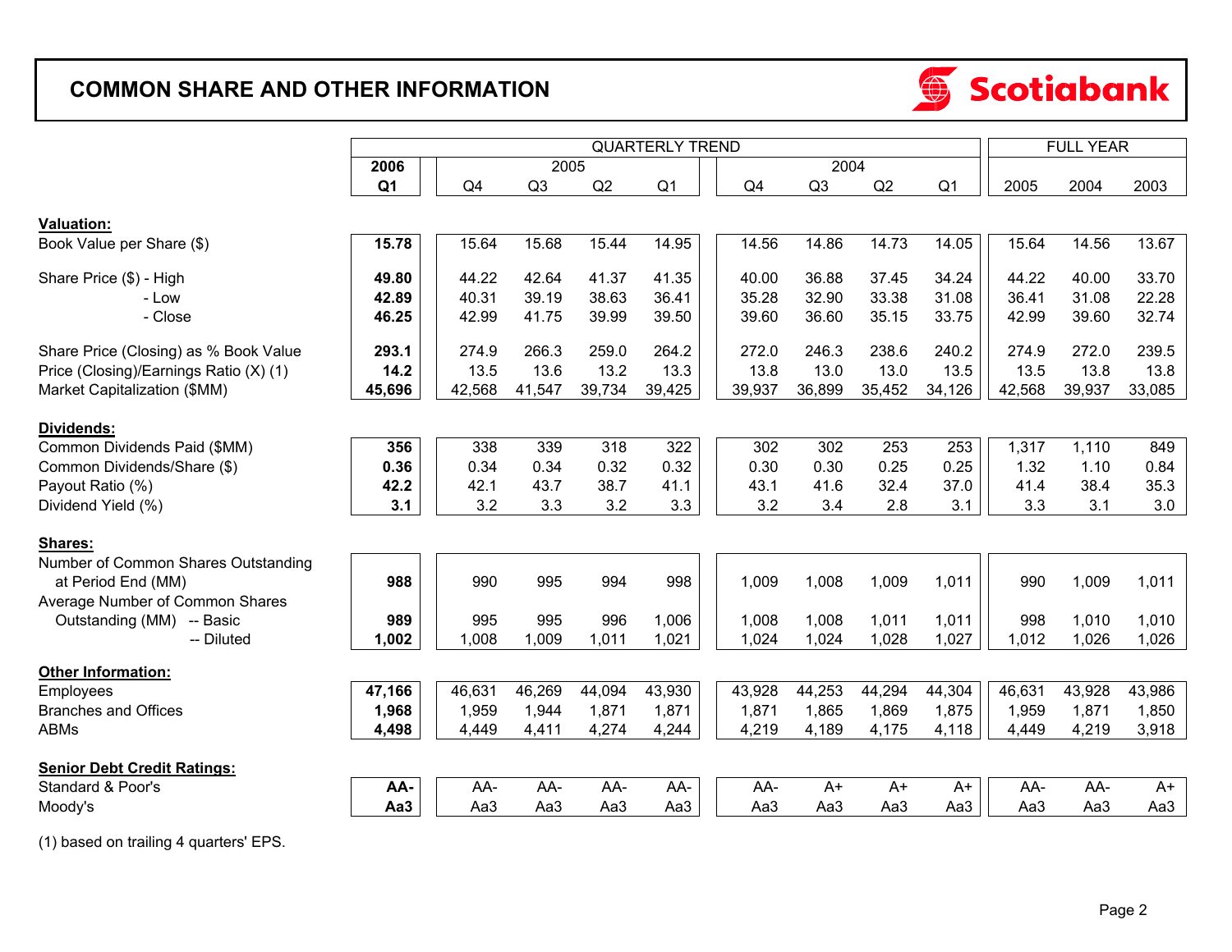# COMMON SHARE AND OTHER INFORMATION

Scotiabank

| | QUARTERLY TREND | | | | | | | | | FULL YEAR | | |
|---|---|---|---|---|---|---|---|---|---|---|---|---|
| | 2006 | 2005 | | | | 2004 | | | | | | |
| | Q1 | Q4 | Q3 | Q2 | Q1 | Q4 | Q3 | Q2 | Q1 | 2005 | 2004 | 2003 |
| **Valuation:** | | | | | | | | | | | | |
| Book Value per Share ($) | **15.78** | 15.64 | 15.68 | 15.44 | 14.95 | 14.56 | 14.86 | 14.73 | 14.05 | 15.64 | 14.56 | 13.67 |
| Share Price ($) - High | **49.80** | 44.22 | 42.64 | 41.37 | 41.35 | 40.00 | 36.88 | 37.45 | 34.24 | 44.22 | 40.00 | 33.70 |
| - Low | **42.89** | 40.31 | 39.19 | 38.63 | 36.41 | 35.28 | 32.90 | 33.38 | 31.08 | 36.41 | 31.08 | 22.28 |
| - Close | **46.25** | 42.99 | 41.75 | 39.99 | 39.50 | 39.60 | 36.60 | 35.15 | 33.75 | 42.99 | 39.60 | 32.74 |
| Share Price (Closing) as % Book Value | **293.1** | 274.9 | 266.3 | 259.0 | 264.2 | 272.0 | 246.3 | 238.6 | 240.2 | 274.9 | 272.0 | 239.5 |
| Price (Closing)/Earnings Ratio (X) (1) | **14.2** | 13.5 | 13.6 | 13.2 | 13.3 | 13.8 | 13.0 | 13.0 | 13.5 | 13.5 | 13.8 | 13.8 |
| Market Capitalization ($MM) | **45,696** | 42,568 | 41,547 | 39,734 | 39,425 | 39,937 | 36,899 | 35,452 | 34,126 | 42,568 | 39,937 | 33,085 |
| **Dividends:** | | | | | | | | | | | | |
| Common Dividends Paid ($MM) | **356** | 338 | 339 | 318 | 322 | 302 | 302 | 253 | 253 | 1,317 | 1,110 | 849 |
| Common Dividends/Share ($) | **0.36** | 0.34 | 0.34 | 0.32 | 0.32 | 0.30 | 0.30 | 0.25 | 0.25 | 1.32 | 1.10 | 0.84 |
| Payout Ratio (%) | **42.2** | 42.1 | 43.7 | 38.7 | 41.1 | 43.1 | 41.6 | 32.4 | 37.0 | 41.4 | 38.4 | 35.3 |
| Dividend Yield (%) | **3.1** | 3.2 | 3.3 | 3.2 | 3.3 | 3.2 | 3.4 | 2.8 | 3.1 | 3.3 | 3.1 | 3.0 |
| **Shares:** | | | | | | | | | | | | |
| Number of Common Shares Outstanding at Period End (MM) | **988** | 990 | 995 | 994 | 998 | 1,009 | 1,008 | 1,009 | 1,011 | 990 | 1,009 | 1,011 |
| Average Number of Common Shares Outstanding (MM) -- Basic | **989** | 995 | 995 | 996 | 1,006 | 1,008 | 1,008 | 1,011 | 1,011 | 998 | 1,010 | 1,010 |
| -- Diluted | **1,002** | 1,008 | 1,009 | 1,011 | 1,021 | 1,024 | 1,024 | 1,028 | 1,027 | 1,012 | 1,026 | 1,026 |
| **Other Information:** | | | | | | | | | | | | |
| Employees | **47,166** | 46,631 | 46,269 | 44,094 | 43,930 | 43,928 | 44,253 | 44,294 | 44,304 | 46,631 | 43,928 | 43,986 |
| Branches and Offices | **1,968** | 1,959 | 1,944 | 1,871 | 1,871 | 1,871 | 1,865 | 1,869 | 1,875 | 1,959 | 1,871 | 1,850 |
| ABMs | **4,498** | 4,449 | 4,411 | 4,274 | 4,244 | 4,219 | 4,189 | 4,175 | 4,118 | 4,449 | 4,219 | 3,918 |
| **Senior Debt Credit Ratings:** | | | | | | | | | | | | |
| Standard & Poor's | **AA-** | AA- | AA- | AA- | AA- | AA- | A+ | A+ | A+ | AA- | AA- | A+ |
| Moody's | **Aa3** | Aa3 | Aa3 | Aa3 | Aa3 | Aa3 | Aa3 | Aa3 | Aa3 | Aa3 | Aa3 | Aa3 |

(1) based on trailing 4 quarters' EPS.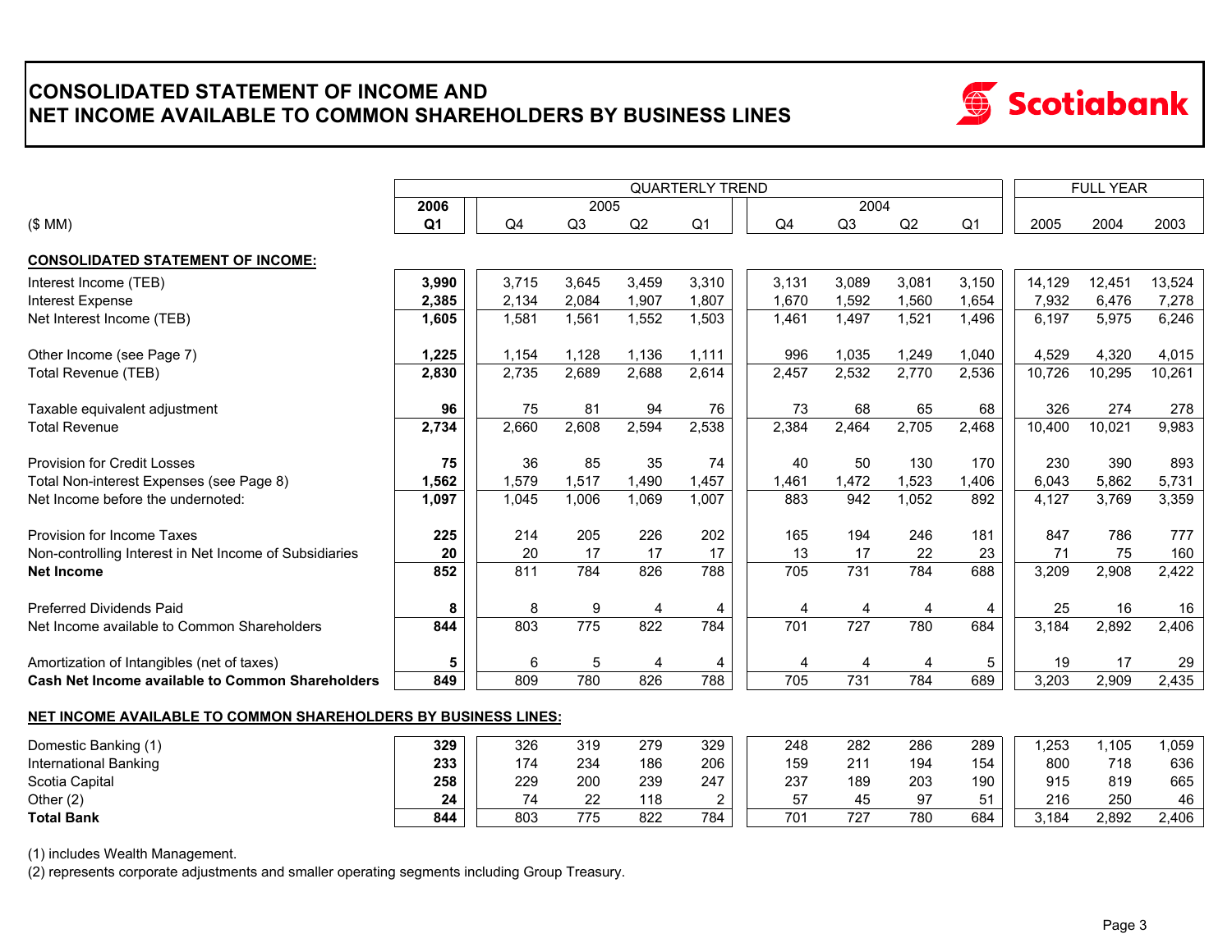# CONSOLIDATED STATEMENT OF INCOME AND NET INCOME AVAILABLE TO COMMON SHAREHOLDERS BY BUSINESS LINES

Scotiabank

| ($ MM) | QUARTERLY TREND | | | | | | | | | FULL YEAR | | |
|---|---|---|---|---|---|---|---|---|---|---|---|---|
| | **2006** | 2005 | | | | 2004 | | | | | | |
| | **Q1** | Q4 | Q3 | Q2 | Q1 | Q4 | Q3 | Q2 | Q1 | 2005 | 2004 | 2003 |
| **CONSOLIDATED STATEMENT OF INCOME:** | | | | | | | | | | | | |
| Interest Income (TEB) | **3,990** | 3,715 | 3,645 | 3,459 | 3,310 | 3,131 | 3,089 | 3,081 | 3,150 | 14,129 | 12,451 | 13,524 |
| Interest Expense | **2,385** | 2,134 | 2,084 | 1,907 | 1,807 | 1,670 | 1,592 | 1,560 | 1,654 | 7,932 | 6,476 | 7,278 |
| Net Interest Income (TEB) | **1,605** | 1,581 | 1,561 | 1,552 | 1,503 | 1,461 | 1,497 | 1,521 | 1,496 | 6,197 | 5,975 | 6,246 |
| Other Income (see Page 7) | **1,225** | 1,154 | 1,128 | 1,136 | 1,111 | 996 | 1,035 | 1,249 | 1,040 | 4,529 | 4,320 | 4,015 |
| Total Revenue (TEB) | **2,830** | 2,735 | 2,689 | 2,688 | 2,614 | 2,457 | 2,532 | 2,770 | 2,536 | 10,726 | 10,295 | 10,261 |
| Taxable equivalent adjustment | **96** | 75 | 81 | 94 | 76 | 73 | 68 | 65 | 68 | 326 | 274 | 278 |
| Total Revenue | **2,734** | 2,660 | 2,608 | 2,594 | 2,538 | 2,384 | 2,464 | 2,705 | 2,468 | 10,400 | 10,021 | 9,983 |
| Provision for Credit Losses | **75** | 36 | 85 | 35 | 74 | 40 | 50 | 130 | 170 | 230 | 390 | 893 |
| Total Non-interest Expenses (see Page 8) | **1,562** | 1,579 | 1,517 | 1,490 | 1,457 | 1,461 | 1,472 | 1,523 | 1,406 | 6,043 | 5,862 | 5,731 |
| Net Income before the undernoted: | **1,097** | 1,045 | 1,006 | 1,069 | 1,007 | 883 | 942 | 1,052 | 892 | 4,127 | 3,769 | 3,359 |
| Provision for Income Taxes | **225** | 214 | 205 | 226 | 202 | 165 | 194 | 246 | 181 | 847 | 786 | 777 |
| Non-controlling Interest in Net Income of Subsidiaries | **20** | 20 | 17 | 17 | 17 | 13 | 17 | 22 | 23 | 71 | 75 | 160 |
| **Net Income** | **852** | 811 | 784 | 826 | 788 | 705 | 731 | 784 | 688 | 3,209 | 2,908 | 2,422 |
| Preferred Dividends Paid | **8** | 8 | 9 | 4 | 4 | 4 | 4 | 4 | 4 | 25 | 16 | 16 |
| Net Income available to Common Shareholders | **844** | 803 | 775 | 822 | 784 | 701 | 727 | 780 | 684 | 3,184 | 2,892 | 2,406 |
| Amortization of Intangibles (net of taxes) | **5** | 6 | 5 | 4 | 4 | 4 | 4 | 4 | 5 | 19 | 17 | 29 |
| **Cash Net Income available to Common Shareholders** | **849** | 809 | 780 | 826 | 788 | 705 | 731 | 784 | 689 | 3,203 | 2,909 | 2,435 |
| **NET INCOME AVAILABLE TO COMMON SHAREHOLDERS BY BUSINESS LINES:** | | | | | | | | | | | | |
| Domestic Banking (1) | **329** | 326 | 319 | 279 | 329 | 248 | 282 | 286 | 289 | 1,253 | 1,105 | 1,059 |
| International Banking | **233** | 174 | 234 | 186 | 206 | 159 | 211 | 194 | 154 | 800 | 718 | 636 |
| Scotia Capital | **258** | 229 | 200 | 239 | 247 | 237 | 189 | 203 | 190 | 915 | 819 | 665 |
| Other (2) | **24** | 74 | 22 | 118 | 2 | 57 | 45 | 97 | 51 | 216 | 250 | 46 |
| **Total Bank** | **844** | 803 | 775 | 822 | 784 | 701 | 727 | 780 | 684 | 3,184 | 2,892 | 2,406 |

(1) includes Wealth Management.

(2) represents corporate adjustments and smaller operating segments including Group Treasury.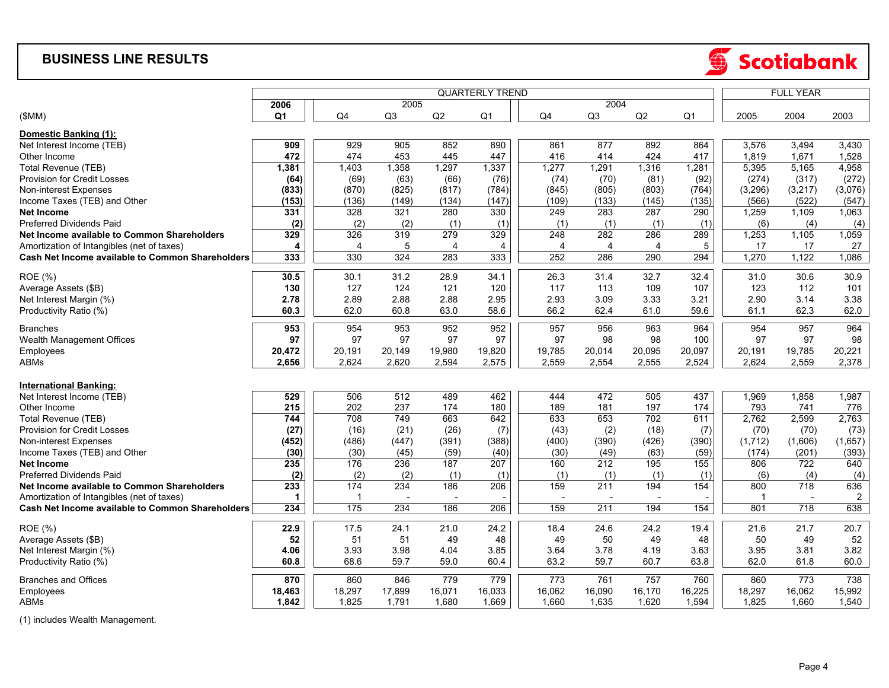## BUSINESS LINE RESULTS

Scotiabank

| ($MM) | 2006 Q1 | 2005 Q4 | 2005 Q3 | 2005 Q2 | 2005 Q1 | 2004 Q4 | 2004 Q3 | 2004 Q2 | 2004 Q1 | Full Year 2005 | Full Year 2004 | Full Year 2003 |
|---|---|---|---|---|---|---|---|---|---|---|---|---|
| **Domestic Banking (1):** | | | | | | | | | | | | |
| Net Interest Income (TEB) | 909 | 929 | 905 | 852 | 890 | 861 | 877 | 892 | 864 | 3,576 | 3,494 | 3,430 |
| Other Income | 472 | 474 | 453 | 445 | 447 | 416 | 414 | 424 | 417 | 1,819 | 1,671 | 1,528 |
| Total Revenue (TEB) | 1,381 | 1,403 | 1,358 | 1,297 | 1,337 | 1,277 | 1,291 | 1,316 | 1,281 | 5,395 | 5,165 | 4,958 |
| Provision for Credit Losses | (64) | (69) | (63) | (66) | (76) | (74) | (70) | (81) | (92) | (274) | (317) | (272) |
| Non-interest Expenses | (833) | (870) | (825) | (817) | (784) | (845) | (805) | (803) | (764) | (3,296) | (3,217) | (3,076) |
| Income Taxes (TEB) and Other | (153) | (136) | (149) | (134) | (147) | (109) | (133) | (145) | (135) | (566) | (522) | (547) |
| **Net Income** | 331 | 328 | 321 | 280 | 330 | 249 | 283 | 287 | 290 | 1,259 | 1,109 | 1,063 |
| Preferred Dividends Paid | (2) | (2) | (2) | (1) | (1) | (1) | (1) | (1) | (1) | (6) | (4) | (4) |
| **Net Income available to Common Shareholders** | 329 | 326 | 319 | 279 | 329 | 248 | 282 | 286 | 289 | 1,253 | 1,105 | 1,059 |
| Amortization of Intangibles (net of taxes) | 4 | 4 | 5 | 4 | 4 | 4 | 4 | 4 | 5 | 17 | 17 | 27 |
| **Cash Net Income available to Common Shareholders** | 333 | 330 | 324 | 283 | 333 | 252 | 286 | 290 | 294 | 1,270 | 1,122 | 1,086 |
| ROE (%) | 30.5 | 30.1 | 31.2 | 28.9 | 34.1 | 26.3 | 31.4 | 32.7 | 32.4 | 31.0 | 30.6 | 30.9 |
| Average Assets ($B) | 130 | 127 | 124 | 121 | 120 | 117 | 113 | 109 | 107 | 123 | 112 | 101 |
| Net Interest Margin (%) | 2.78 | 2.89 | 2.88 | 2.88 | 2.95 | 2.93 | 3.09 | 3.33 | 3.21 | 2.90 | 3.14 | 3.38 |
| Productivity Ratio (%) | 60.3 | 62.0 | 60.8 | 63.0 | 58.6 | 66.2 | 62.4 | 61.0 | 59.6 | 61.1 | 62.3 | 62.0 |
| Branches | 953 | 954 | 953 | 952 | 952 | 957 | 956 | 963 | 964 | 954 | 957 | 964 |
| Wealth Management Offices | 97 | 97 | 97 | 97 | 97 | 97 | 98 | 98 | 100 | 97 | 97 | 98 |
| Employees | 20,472 | 20,191 | 20,149 | 19,980 | 19,820 | 19,785 | 20,014 | 20,095 | 20,097 | 20,191 | 19,785 | 20,221 |
| ABMs | 2,656 | 2,624 | 2,620 | 2,594 | 2,575 | 2,559 | 2,554 | 2,555 | 2,524 | 2,624 | 2,559 | 2,378 |
| **International Banking:** | | | | | | | | | | | | |
| Net Interest Income (TEB) | 529 | 506 | 512 | 489 | 462 | 444 | 472 | 505 | 437 | 1,969 | 1,858 | 1,987 |
| Other Income | 215 | 202 | 237 | 174 | 180 | 189 | 181 | 197 | 174 | 793 | 741 | 776 |
| Total Revenue (TEB) | 744 | 708 | 749 | 663 | 642 | 633 | 653 | 702 | 611 | 2,762 | 2,599 | 2,763 |
| Provision for Credit Losses | (27) | (16) | (21) | (26) | (7) | (43) | (2) | (18) | (7) | (70) | (70) | (73) |
| Non-interest Expenses | (452) | (486) | (447) | (391) | (388) | (400) | (390) | (426) | (390) | (1,712) | (1,606) | (1,657) |
| Income Taxes (TEB) and Other | (30) | (30) | (45) | (59) | (40) | (30) | (49) | (63) | (59) | (174) | (201) | (393) |
| **Net Income** | 235 | 176 | 236 | 187 | 207 | 160 | 212 | 195 | 155 | 806 | 722 | 640 |
| Preferred Dividends Paid | (2) | (2) | (2) | (1) | (1) | (1) | (1) | (1) | (1) | (6) | (4) | (4) |
| **Net Income available to Common Shareholders** | 233 | 174 | 234 | 186 | 206 | 159 | 211 | 194 | 154 | 800 | 718 | 636 |
| Amortization of Intangibles (net of taxes) | 1 | 1 | - | - | - | - | - | - | - | 1 | - | 2 |
| **Cash Net Income available to Common Shareholders** | 234 | 175 | 234 | 186 | 206 | 159 | 211 | 194 | 154 | 801 | 718 | 638 |
| ROE (%) | 22.9 | 17.5 | 24.1 | 21.0 | 24.2 | 18.4 | 24.6 | 24.2 | 19.4 | 21.6 | 21.7 | 20.7 |
| Average Assets ($B) | 52 | 51 | 51 | 49 | 48 | 49 | 50 | 49 | 48 | 50 | 49 | 52 |
| Net Interest Margin (%) | 4.06 | 3.93 | 3.98 | 4.04 | 3.85 | 3.64 | 3.78 | 4.19 | 3.63 | 3.95 | 3.81 | 3.82 |
| Productivity Ratio (%) | 60.8 | 68.6 | 59.7 | 59.0 | 60.4 | 63.2 | 59.7 | 60.7 | 63.8 | 62.0 | 61.8 | 60.0 |
| Branches and Offices | 870 | 860 | 846 | 779 | 779 | 773 | 761 | 757 | 760 | 860 | 773 | 738 |
| Employees | 18,463 | 18,297 | 17,899 | 16,071 | 16,033 | 16,062 | 16,090 | 16,170 | 16,225 | 18,297 | 16,062 | 15,992 |
| ABMs | 1,842 | 1,825 | 1,791 | 1,680 | 1,669 | 1,660 | 1,635 | 1,620 | 1,594 | 1,825 | 1,660 | 1,540 |

(1) includes Wealth Management.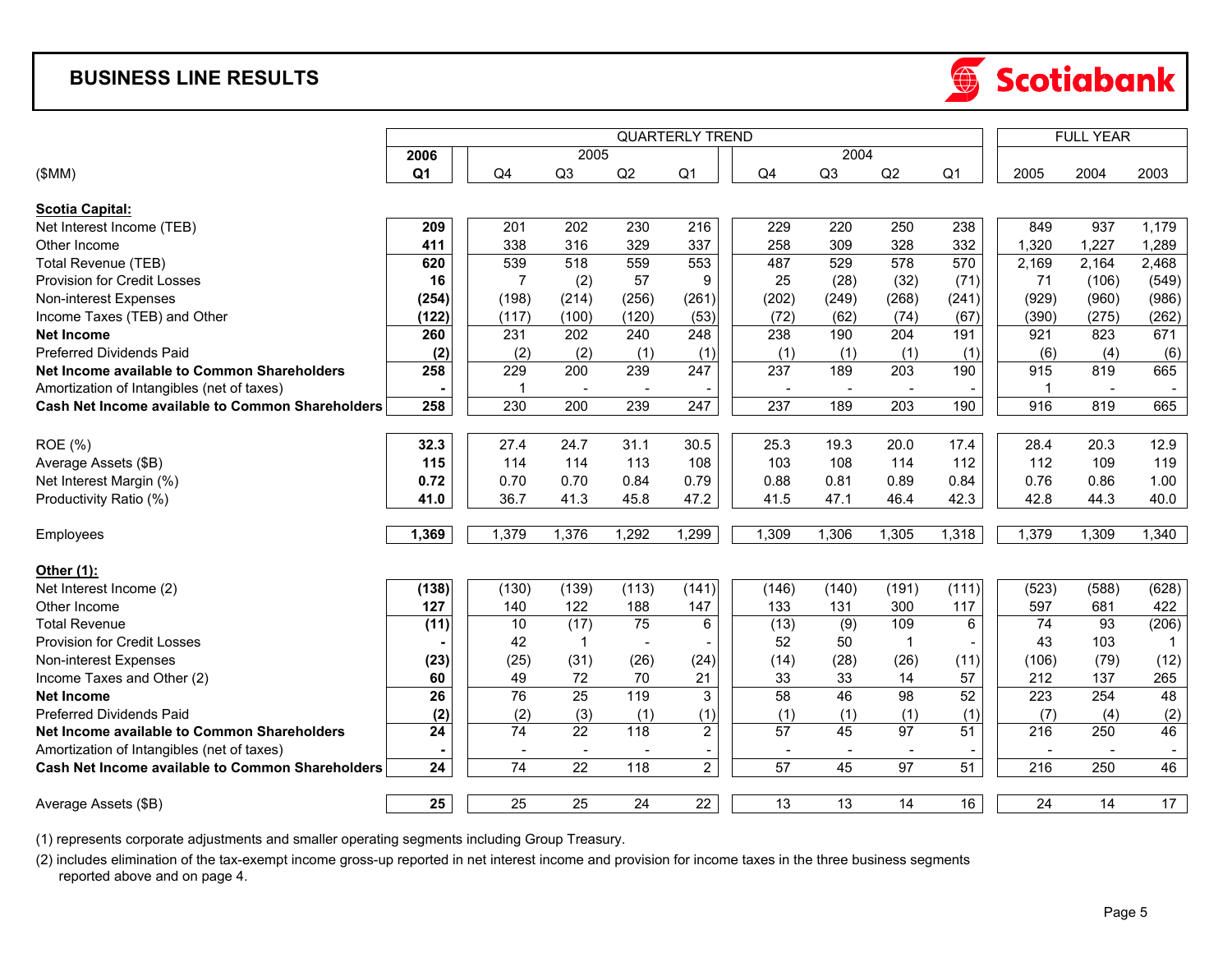# BUSINESS LINE RESULTS

Scotiabank

| ($MM) | QUARTERLY TREND | | | | | | | | | FULL YEAR | | |
|---|---|---|---|---|---|---|---|---|---|---|---|---|
| | 2006 | 2005 | | | | 2004 | | | | | | |
| | Q1 | Q4 | Q3 | Q2 | Q1 | Q4 | Q3 | Q2 | Q1 | 2005 | 2004 | 2003 |
| **Scotia Capital:** | | | | | | | | | | | | |
| Net Interest Income (TEB) | **209** | 201 | 202 | 230 | 216 | 229 | 220 | 250 | 238 | 849 | 937 | 1,179 |
| Other Income | **411** | 338 | 316 | 329 | 337 | 258 | 309 | 328 | 332 | 1,320 | 1,227 | 1,289 |
| Total Revenue (TEB) | **620** | 539 | 518 | 559 | 553 | 487 | 529 | 578 | 570 | 2,169 | 2,164 | 2,468 |
| Provision for Credit Losses | **16** | 7 | (2) | 57 | 9 | 25 | (28) | (32) | (71) | 71 | (106) | (549) |
| Non-interest Expenses | **(254)** | (198) | (214) | (256) | (261) | (202) | (249) | (268) | (241) | (929) | (960) | (986) |
| Income Taxes (TEB) and Other | **(122)** | (117) | (100) | (120) | (53) | (72) | (62) | (74) | (67) | (390) | (275) | (262) |
| **Net Income** | **260** | 231 | 202 | 240 | 248 | 238 | 190 | 204 | 191 | 921 | 823 | 671 |
| Preferred Dividends Paid | **(2)** | (2) | (2) | (1) | (1) | (1) | (1) | (1) | (1) | (6) | (4) | (6) |
| **Net Income available to Common Shareholders** | **258** | 229 | 200 | 239 | 247 | 237 | 189 | 203 | 190 | 915 | 819 | 665 |
| Amortization of Intangibles (net of taxes) | **-** | 1 | - | - | - | - | - | - | - | 1 | - | - |
| **Cash Net Income available to Common Shareholders** | **258** | 230 | 200 | 239 | 247 | 237 | 189 | 203 | 190 | 916 | 819 | 665 |
| | | | | | | | | | | | | |
| ROE (%) | **32.3** | 27.4 | 24.7 | 31.1 | 30.5 | 25.3 | 19.3 | 20.0 | 17.4 | 28.4 | 20.3 | 12.9 |
| Average Assets ($B) | **115** | 114 | 114 | 113 | 108 | 103 | 108 | 114 | 112 | 112 | 109 | 119 |
| Net Interest Margin (%) | **0.72** | 0.70 | 0.70 | 0.84 | 0.79 | 0.88 | 0.81 | 0.89 | 0.84 | 0.76 | 0.86 | 1.00 |
| Productivity Ratio (%) | **41.0** | 36.7 | 41.3 | 45.8 | 47.2 | 41.5 | 47.1 | 46.4 | 42.3 | 42.8 | 44.3 | 40.0 |
| | | | | | | | | | | | | |
| Employees | **1,369** | 1,379 | 1,376 | 1,292 | 1,299 | 1,309 | 1,306 | 1,305 | 1,318 | 1,379 | 1,309 | 1,340 |
| | | | | | | | | | | | | |
| **Other (1):** | | | | | | | | | | | | |
| Net Interest Income (2) | **(138)** | (130) | (139) | (113) | (141) | (146) | (140) | (191) | (111) | (523) | (588) | (628) |
| Other Income | **127** | 140 | 122 | 188 | 147 | 133 | 131 | 300 | 117 | 597 | 681 | 422 |
| Total Revenue | **(11)** | 10 | (17) | 75 | 6 | (13) | (9) | 109 | 6 | 74 | 93 | (206) |
| Provision for Credit Losses | **-** | 42 | 1 | - | - | 52 | 50 | 1 | - | 43 | 103 | 1 |
| Non-interest Expenses | **(23)** | (25) | (31) | (26) | (24) | (14) | (28) | (26) | (11) | (106) | (79) | (12) |
| Income Taxes and Other (2) | **60** | 49 | 72 | 70 | 21 | 33 | 33 | 14 | 57 | 212 | 137 | 265 |
| **Net Income** | **26** | 76 | 25 | 119 | 3 | 58 | 46 | 98 | 52 | 223 | 254 | 48 |
| Preferred Dividends Paid | **(2)** | (2) | (3) | (1) | (1) | (1) | (1) | (1) | (1) | (7) | (4) | (2) |
| **Net Income available to Common Shareholders** | **24** | 74 | 22 | 118 | 2 | 57 | 45 | 97 | 51 | 216 | 250 | 46 |
| Amortization of Intangibles (net of taxes) | **-** | - | - | - | - | - | - | - | - | - | - | - |
| **Cash Net Income available to Common Shareholders** | **24** | 74 | 22 | 118 | 2 | 57 | 45 | 97 | 51 | 216 | 250 | 46 |
| | | | | | | | | | | | | |
| Average Assets ($B) | **25** | 25 | 25 | 24 | 22 | 13 | 13 | 14 | 16 | 24 | 14 | 17 |

(1) represents corporate adjustments and smaller operating segments including Group Treasury.

(2) includes elimination of the tax-exempt income gross-up reported in net interest income and provision for income taxes in the three business segments reported above and on page 4.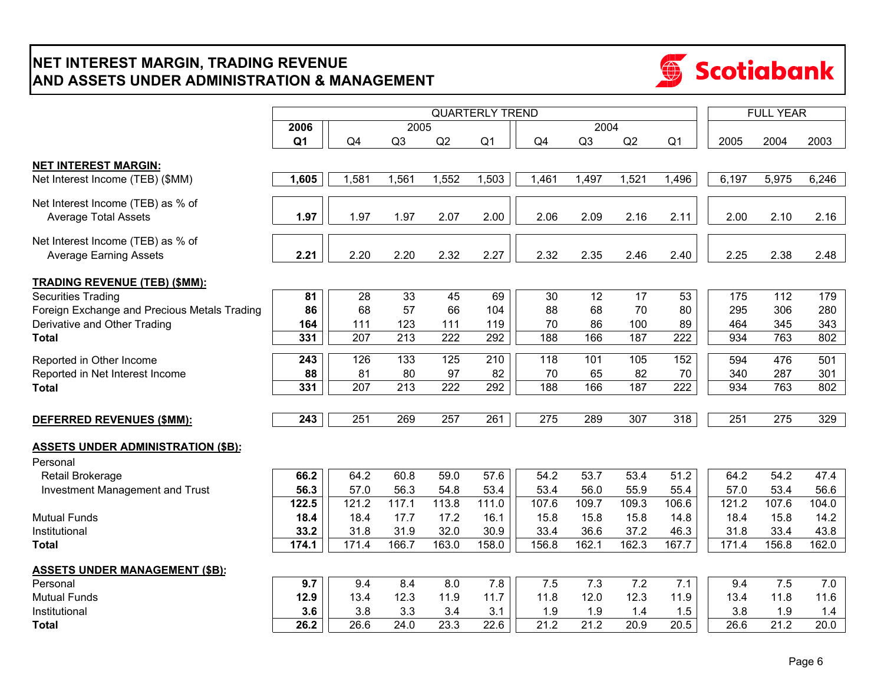# NET INTEREST MARGIN, TRADING REVENUE AND ASSETS UNDER ADMINISTRATION & MANAGEMENT

| | QUARTERLY TREND | | | | | | | | | FULL YEAR | | |
|---|---|---|---|---|---|---|---|---|---|---|---|---|
| | 2006 | 2005 | | | | 2004 | | | | | | |
| | Q1 | Q4 | Q3 | Q2 | Q1 | Q4 | Q3 | Q2 | Q1 | 2005 | 2004 | 2003 |
| **NET INTEREST MARGIN:** | | | | | | | | | | | | |
| Net Interest Income (TEB) ($MM) | **1,605** | 1,581 | 1,561 | 1,552 | 1,503 | 1,461 | 1,497 | 1,521 | 1,496 | 6,197 | 5,975 | 6,246 |
| Net Interest Income (TEB) as % of Average Total Assets | **1.97** | 1.97 | 1.97 | 2.07 | 2.00 | 2.06 | 2.09 | 2.16 | 2.11 | 2.00 | 2.10 | 2.16 |
| Net Interest Income (TEB) as % of Average Earning Assets | **2.21** | 2.20 | 2.20 | 2.32 | 2.27 | 2.32 | 2.35 | 2.46 | 2.40 | 2.25 | 2.38 | 2.48 |
| **TRADING REVENUE (TEB) ($MM):** | | | | | | | | | | | | |
| Securities Trading | **81** | 28 | 33 | 45 | 69 | 30 | 12 | 17 | 53 | 175 | 112 | 179 |
| Foreign Exchange and Precious Metals Trading | **86** | 68 | 57 | 66 | 104 | 88 | 68 | 70 | 80 | 295 | 306 | 280 |
| Derivative and Other Trading | **164** | 111 | 123 | 111 | 119 | 70 | 86 | 100 | 89 | 464 | 345 | 343 |
| **Total** | **331** | 207 | 213 | 222 | 292 | 188 | 166 | 187 | 222 | 934 | 763 | 802 |
| Reported in Other Income | **243** | 126 | 133 | 125 | 210 | 118 | 101 | 105 | 152 | 594 | 476 | 501 |
| Reported in Net Interest Income | **88** | 81 | 80 | 97 | 82 | 70 | 65 | 82 | 70 | 340 | 287 | 301 |
| **Total** | **331** | 207 | 213 | 222 | 292 | 188 | 166 | 187 | 222 | 934 | 763 | 802 |
| **DEFERRED REVENUES ($MM):** | **243** | 251 | 269 | 257 | 261 | 275 | 289 | 307 | 318 | 251 | 275 | 329 |
| **ASSETS UNDER ADMINISTRATION ($B):** | | | | | | | | | | | | |
| Personal | | | | | | | | | | | | |
| Retail Brokerage | **66.2** | 64.2 | 60.8 | 59.0 | 57.6 | 54.2 | 53.7 | 53.4 | 51.2 | 64.2 | 54.2 | 47.4 |
| Investment Management and Trust | **56.3** | 57.0 | 56.3 | 54.8 | 53.4 | 53.4 | 56.0 | 55.9 | 55.4 | 57.0 | 53.4 | 56.6 |
| | **122.5** | 121.2 | 117.1 | 113.8 | 111.0 | 107.6 | 109.7 | 109.3 | 106.6 | 121.2 | 107.6 | 104.0 |
| Mutual Funds | **18.4** | 18.4 | 17.7 | 17.2 | 16.1 | 15.8 | 15.8 | 15.8 | 14.8 | 18.4 | 15.8 | 14.2 |
| Institutional | **33.2** | 31.8 | 31.9 | 32.0 | 30.9 | 33.4 | 36.6 | 37.2 | 46.3 | 31.8 | 33.4 | 43.8 |
| **Total** | **174.1** | 171.4 | 166.7 | 163.0 | 158.0 | 156.8 | 162.1 | 162.3 | 167.7 | 171.4 | 156.8 | 162.0 |
| **ASSETS UNDER MANAGEMENT ($B):** | | | | | | | | | | | | |
| Personal | **9.7** | 9.4 | 8.4 | 8.0 | 7.8 | 7.5 | 7.3 | 7.2 | 7.1 | 9.4 | 7.5 | 7.0 |
| Mutual Funds | **12.9** | 13.4 | 12.3 | 11.9 | 11.7 | 11.8 | 12.0 | 12.3 | 11.9 | 13.4 | 11.8 | 11.6 |
| Institutional | **3.6** | 3.8 | 3.3 | 3.4 | 3.1 | 1.9 | 1.9 | 1.4 | 1.5 | 3.8 | 1.9 | 1.4 |
| **Total** | **26.2** | 26.6 | 24.0 | 23.3 | 22.6 | 21.2 | 21.2 | 20.9 | 20.5 | 26.6 | 21.2 | 20.0 |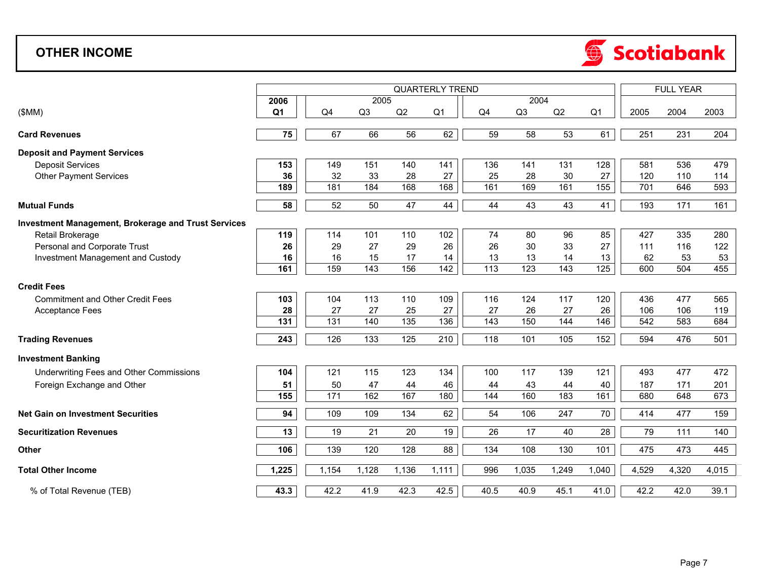# OTHER INCOME

| ($MM) | 2006 Q1 | 2005 Q4 | 2005 Q3 | 2005 Q2 | 2005 Q1 | 2004 Q4 | 2004 Q3 | 2004 Q2 | 2004 Q1 | Full Year 2005 | Full Year 2004 | Full Year 2003 |
|---|---|---|---|---|---|---|---|---|---|---|---|---|
| **Card Revenues** | **75** | 67 | 66 | 56 | 62 | 59 | 58 | 53 | 61 | 251 | 231 | 204 |
| **Deposit and Payment Services** | | | | | | | | | | | | |
| Deposit Services | **153** | 149 | 151 | 140 | 141 | 136 | 141 | 131 | 128 | 581 | 536 | 479 |
| Other Payment Services | **36** | 32 | 33 | 28 | 27 | 25 | 28 | 30 | 27 | 120 | 110 | 114 |
| | **189** | 181 | 184 | 168 | 168 | 161 | 169 | 161 | 155 | 701 | 646 | 593 |
| **Mutual Funds** | **58** | 52 | 50 | 47 | 44 | 44 | 43 | 43 | 41 | 193 | 171 | 161 |
| **Investment Management, Brokerage and Trust Services** | | | | | | | | | | | | |
| Retail Brokerage | **119** | 114 | 101 | 110 | 102 | 74 | 80 | 96 | 85 | 427 | 335 | 280 |
| Personal and Corporate Trust | **26** | 29 | 27 | 29 | 26 | 26 | 30 | 33 | 27 | 111 | 116 | 122 |
| Investment Management and Custody | **16** | 16 | 15 | 17 | 14 | 13 | 13 | 14 | 13 | 62 | 53 | 53 |
| | **161** | 159 | 143 | 156 | 142 | 113 | 123 | 143 | 125 | 600 | 504 | 455 |
| **Credit Fees** | | | | | | | | | | | | |
| Commitment and Other Credit Fees | **103** | 104 | 113 | 110 | 109 | 116 | 124 | 117 | 120 | 436 | 477 | 565 |
| Acceptance Fees | **28** | 27 | 27 | 25 | 27 | 27 | 26 | 27 | 26 | 106 | 106 | 119 |
| | **131** | 131 | 140 | 135 | 136 | 143 | 150 | 144 | 146 | 542 | 583 | 684 |
| **Trading Revenues** | **243** | 126 | 133 | 125 | 210 | 118 | 101 | 105 | 152 | 594 | 476 | 501 |
| **Investment Banking** | | | | | | | | | | | | |
| Underwriting Fees and Other Commissions | **104** | 121 | 115 | 123 | 134 | 100 | 117 | 139 | 121 | 493 | 477 | 472 |
| Foreign Exchange and Other | **51** | 50 | 47 | 44 | 46 | 44 | 43 | 44 | 40 | 187 | 171 | 201 |
| | **155** | 171 | 162 | 167 | 180 | 144 | 160 | 183 | 161 | 680 | 648 | 673 |
| **Net Gain on Investment Securities** | **94** | 109 | 109 | 134 | 62 | 54 | 106 | 247 | 70 | 414 | 477 | 159 |
| **Securitization Revenues** | **13** | 19 | 21 | 20 | 19 | 26 | 17 | 40 | 28 | 79 | 111 | 140 |
| **Other** | **106** | 139 | 120 | 128 | 88 | 134 | 108 | 130 | 101 | 475 | 473 | 445 |
| **Total Other Income** | **1,225** | 1,154 | 1,128 | 1,136 | 1,111 | 996 | 1,035 | 1,249 | 1,040 | 4,529 | 4,320 | 4,015 |
| % of Total Revenue (TEB) | **43.3** | 42.2 | 41.9 | 42.3 | 42.5 | 40.5 | 40.9 | 45.1 | 41.0 | 42.2 | 42.0 | 39.1 |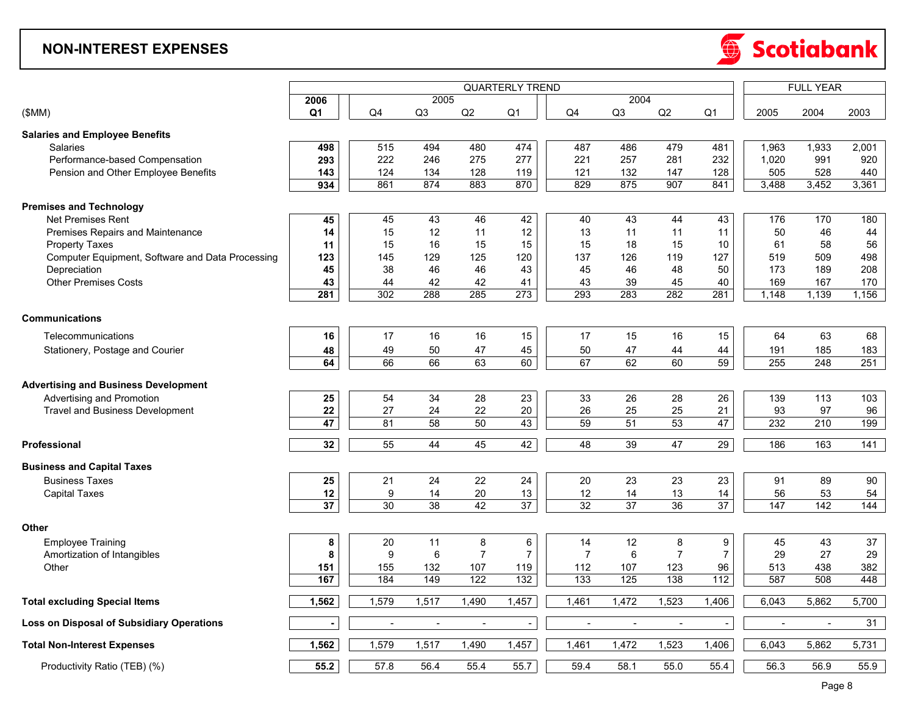# NON-INTEREST EXPENSES

| ($MM) | 2006 Q1 | 2005 Q4 | 2005 Q3 | 2005 Q2 | 2005 Q1 | 2004 Q4 | 2004 Q3 | 2004 Q2 | 2004 Q1 | Full Year 2005 | Full Year 2004 | Full Year 2003 |
|---|---|---|---|---|---|---|---|---|---|---|---|---|
| **Salaries and Employee Benefits** | | | | | | | | | | | | |
| Salaries | **498** | 515 | 494 | 480 | 474 | 487 | 486 | 479 | 481 | 1,963 | 1,933 | 2,001 |
| Performance-based Compensation | **293** | 222 | 246 | 275 | 277 | 221 | 257 | 281 | 232 | 1,020 | 991 | 920 |
| Pension and Other Employee Benefits | **143** | 124 | 134 | 128 | 119 | 121 | 132 | 147 | 128 | 505 | 528 | 440 |
| | **934** | 861 | 874 | 883 | 870 | 829 | 875 | 907 | 841 | 3,488 | 3,452 | 3,361 |
| **Premises and Technology** | | | | | | | | | | | | |
| Net Premises Rent | **45** | 45 | 43 | 46 | 42 | 40 | 43 | 44 | 43 | 176 | 170 | 180 |
| Premises Repairs and Maintenance | **14** | 15 | 12 | 11 | 12 | 13 | 11 | 11 | 11 | 50 | 46 | 44 |
| Property Taxes | **11** | 15 | 16 | 15 | 15 | 15 | 18 | 15 | 10 | 61 | 58 | 56 |
| Computer Equipment, Software and Data Processing | **123** | 145 | 129 | 125 | 120 | 137 | 126 | 119 | 127 | 519 | 509 | 498 |
| Depreciation | **45** | 38 | 46 | 46 | 43 | 45 | 46 | 48 | 50 | 173 | 189 | 208 |
| Other Premises Costs | **43** | 44 | 42 | 42 | 41 | 43 | 39 | 45 | 40 | 169 | 167 | 170 |
| | **281** | 302 | 288 | 285 | 273 | 293 | 283 | 282 | 281 | 1,148 | 1,139 | 1,156 |
| **Communications** | | | | | | | | | | | | |
| Telecommunications | **16** | 17 | 16 | 16 | 15 | 17 | 15 | 16 | 15 | 64 | 63 | 68 |
| Stationery, Postage and Courier | **48** | 49 | 50 | 47 | 45 | 50 | 47 | 44 | 44 | 191 | 185 | 183 |
| | **64** | 66 | 66 | 63 | 60 | 67 | 62 | 60 | 59 | 255 | 248 | 251 |
| **Advertising and Business Development** | | | | | | | | | | | | |
| Advertising and Promotion | **25** | 54 | 34 | 28 | 23 | 33 | 26 | 28 | 26 | 139 | 113 | 103 |
| Travel and Business Development | **22** | 27 | 24 | 22 | 20 | 26 | 25 | 25 | 21 | 93 | 97 | 96 |
| | **47** | 81 | 58 | 50 | 43 | 59 | 51 | 53 | 47 | 232 | 210 | 199 |
| **Professional** | **32** | 55 | 44 | 45 | 42 | 48 | 39 | 47 | 29 | 186 | 163 | 141 |
| **Business and Capital Taxes** | | | | | | | | | | | | |
| Business Taxes | **25** | 21 | 24 | 22 | 24 | 20 | 23 | 23 | 23 | 91 | 89 | 90 |
| Capital Taxes | **12** | 9 | 14 | 20 | 13 | 12 | 14 | 13 | 14 | 56 | 53 | 54 |
| | **37** | 30 | 38 | 42 | 37 | 32 | 37 | 36 | 37 | 147 | 142 | 144 |
| **Other** | | | | | | | | | | | | |
| Employee Training | **8** | 20 | 11 | 8 | 6 | 14 | 12 | 8 | 9 | 45 | 43 | 37 |
| Amortization of Intangibles | **8** | 9 | 6 | 7 | 7 | 7 | 6 | 7 | 7 | 29 | 27 | 29 |
| Other | **151** | 155 | 132 | 107 | 119 | 112 | 107 | 123 | 96 | 513 | 438 | 382 |
| | **167** | 184 | 149 | 122 | 132 | 133 | 125 | 138 | 112 | 587 | 508 | 448 |
| **Total excluding Special Items** | **1,562** | 1,579 | 1,517 | 1,490 | 1,457 | 1,461 | 1,472 | 1,523 | 1,406 | 6,043 | 5,862 | 5,700 |
| **Loss on Disposal of Subsidiary Operations** | **-** | - | - | - | - | - | - | - | - | - | - | 31 |
| **Total Non-Interest Expenses** | **1,562** | 1,579 | 1,517 | 1,490 | 1,457 | 1,461 | 1,472 | 1,523 | 1,406 | 6,043 | 5,862 | 5,731 |
| Productivity Ratio (TEB) (%) | **55.2** | 57.8 | 56.4 | 55.4 | 55.7 | 59.4 | 58.1 | 55.0 | 55.4 | 56.3 | 56.9 | 55.9 |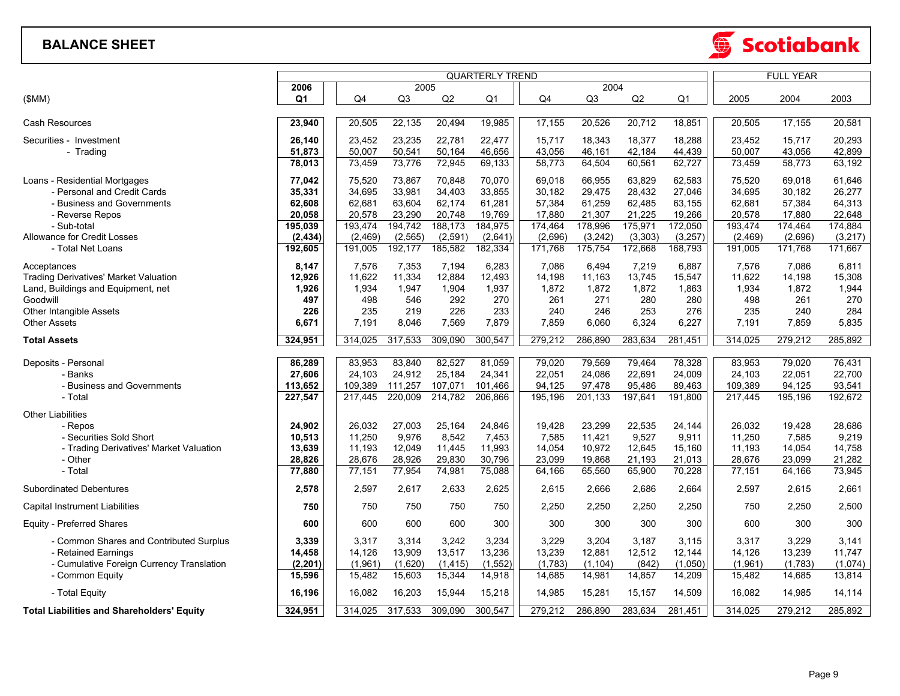# BALANCE SHEET

Scotiabank

| ($MM) | QUARTERLY TREND | | | | | | | | | FULL YEAR | | |
|---|---|---|---|---|---|---|---|---|---|---|---|---|
| | 2006 | 2005 | | | | 2004 | | | | | | |
| | Q1 | Q4 | Q3 | Q2 | Q1 | Q4 | Q3 | Q2 | Q1 | 2005 | 2004 | 2003 |
| Cash Resources | **23,940** | 20,505 | 22,135 | 20,494 | 19,985 | 17,155 | 20,526 | 20,712 | 18,851 | 20,505 | 17,155 | 20,581 |
| Securities - Investment | **26,140** | 23,452 | 23,235 | 22,781 | 22,477 | 15,717 | 18,343 | 18,377 | 18,288 | 23,452 | 15,717 | 20,293 |
| - Trading | **51,873** | 50,007 | 50,541 | 50,164 | 46,656 | 43,056 | 46,161 | 42,184 | 44,439 | 50,007 | 43,056 | 42,899 |
| | **78,013** | 73,459 | 73,776 | 72,945 | 69,133 | 58,773 | 64,504 | 60,561 | 62,727 | 73,459 | 58,773 | 63,192 |
| Loans - Residential Mortgages | **77,042** | 75,520 | 73,867 | 70,848 | 70,070 | 69,018 | 66,955 | 63,829 | 62,583 | 75,520 | 69,018 | 61,646 |
| - Personal and Credit Cards | **35,331** | 34,695 | 33,981 | 34,403 | 33,855 | 30,182 | 29,475 | 28,432 | 27,046 | 34,695 | 30,182 | 26,277 |
| - Business and Governments | **62,608** | 62,681 | 63,604 | 62,174 | 61,281 | 57,384 | 61,259 | 62,485 | 63,155 | 62,681 | 57,384 | 64,313 |
| - Reverse Repos | **20,058** | 20,578 | 23,290 | 20,748 | 19,769 | 17,880 | 21,307 | 21,225 | 19,266 | 20,578 | 17,880 | 22,648 |
| - Sub-total | **195,039** | 193,474 | 194,742 | 188,173 | 184,975 | 174,464 | 178,996 | 175,971 | 172,050 | 193,474 | 174,464 | 174,884 |
| Allowance for Credit Losses | **(2,434)** | (2,469) | (2,565) | (2,591) | (2,641) | (2,696) | (3,242) | (3,303) | (3,257) | (2,469) | (2,696) | (3,217) |
| - Total Net Loans | **192,605** | 191,005 | 192,177 | 185,582 | 182,334 | 171,768 | 175,754 | 172,668 | 168,793 | 191,005 | 171,768 | 171,667 |
| Acceptances | **8,147** | 7,576 | 7,353 | 7,194 | 6,283 | 7,086 | 6,494 | 7,219 | 6,887 | 7,576 | 7,086 | 6,811 |
| Trading Derivatives' Market Valuation | **12,926** | 11,622 | 11,334 | 12,884 | 12,493 | 14,198 | 11,163 | 13,745 | 15,547 | 11,622 | 14,198 | 15,308 |
| Land, Buildings and Equipment, net | **1,926** | 1,934 | 1,947 | 1,904 | 1,937 | 1,872 | 1,872 | 1,872 | 1,863 | 1,934 | 1,872 | 1,944 |
| Goodwill | **497** | 498 | 546 | 292 | 270 | 261 | 271 | 280 | 280 | 498 | 261 | 270 |
| Other Intangible Assets | **226** | 235 | 219 | 226 | 233 | 240 | 246 | 253 | 276 | 235 | 240 | 284 |
| Other Assets | **6,671** | 7,191 | 8,046 | 7,569 | 7,879 | 7,859 | 6,060 | 6,324 | 6,227 | 7,191 | 7,859 | 5,835 |
| **Total Assets** | **324,951** | 314,025 | 317,533 | 309,090 | 300,547 | 279,212 | 286,890 | 283,634 | 281,451 | 314,025 | 279,212 | 285,892 |
| Deposits - Personal | **86,289** | 83,953 | 83,840 | 82,527 | 81,059 | 79,020 | 79,569 | 79,464 | 78,328 | 83,953 | 79,020 | 76,431 |
| - Banks | **27,606** | 24,103 | 24,912 | 25,184 | 24,341 | 22,051 | 24,086 | 22,691 | 24,009 | 24,103 | 22,051 | 22,700 |
| - Business and Governments | **113,652** | 109,389 | 111,257 | 107,071 | 101,466 | 94,125 | 97,478 | 95,486 | 89,463 | 109,389 | 94,125 | 93,541 |
| - Total | **227,547** | 217,445 | 220,009 | 214,782 | 206,866 | 195,196 | 201,133 | 197,641 | 191,800 | 217,445 | 195,196 | 192,672 |
| Other Liabilities | | | | | | | | | | | | |
| - Repos | **24,902** | 26,032 | 27,003 | 25,164 | 24,846 | 19,428 | 23,299 | 22,535 | 24,144 | 26,032 | 19,428 | 28,686 |
| - Securities Sold Short | **10,513** | 11,250 | 9,976 | 8,542 | 7,453 | 7,585 | 11,421 | 9,527 | 9,911 | 11,250 | 7,585 | 9,219 |
| - Trading Derivatives' Market Valuation | **13,639** | 11,193 | 12,049 | 11,445 | 11,993 | 14,054 | 10,972 | 12,645 | 15,160 | 11,193 | 14,054 | 14,758 |
| - Other | **28,826** | 28,676 | 28,926 | 29,830 | 30,796 | 23,099 | 19,868 | 21,193 | 21,013 | 28,676 | 23,099 | 21,282 |
| - Total | **77,880** | 77,151 | 77,954 | 74,981 | 75,088 | 64,166 | 65,560 | 65,900 | 70,228 | 77,151 | 64,166 | 73,945 |
| Subordinated Debentures | **2,578** | 2,597 | 2,617 | 2,633 | 2,625 | 2,615 | 2,666 | 2,686 | 2,664 | 2,597 | 2,615 | 2,661 |
| Capital Instrument Liabilities | **750** | 750 | 750 | 750 | 750 | 2,250 | 2,250 | 2,250 | 2,250 | 750 | 2,250 | 2,500 |
| Equity - Preferred Shares | **600** | 600 | 600 | 600 | 300 | 300 | 300 | 300 | 300 | 600 | 300 | 300 |
| - Common Shares and Contributed Surplus | **3,339** | 3,317 | 3,314 | 3,242 | 3,234 | 3,229 | 3,204 | 3,187 | 3,115 | 3,317 | 3,229 | 3,141 |
| - Retained Earnings | **14,458** | 14,126 | 13,909 | 13,517 | 13,236 | 13,239 | 12,881 | 12,512 | 12,144 | 14,126 | 13,239 | 11,747 |
| - Cumulative Foreign Currency Translation | **(2,201)** | (1,961) | (1,620) | (1,415) | (1,552) | (1,783) | (1,104) | (842) | (1,050) | (1,961) | (1,783) | (1,074) |
| - Common Equity | **15,596** | 15,482 | 15,603 | 15,344 | 14,918 | 14,685 | 14,981 | 14,857 | 14,209 | 15,482 | 14,685 | 13,814 |
| - Total Equity | **16,196** | 16,082 | 16,203 | 15,944 | 15,218 | 14,985 | 15,281 | 15,157 | 14,509 | 16,082 | 14,985 | 14,114 |
| **Total Liabilities and Shareholders' Equity** | **324,951** | 314,025 | 317,533 | 309,090 | 300,547 | 279,212 | 286,890 | 283,634 | 281,451 | 314,025 | 279,212 | 285,892 |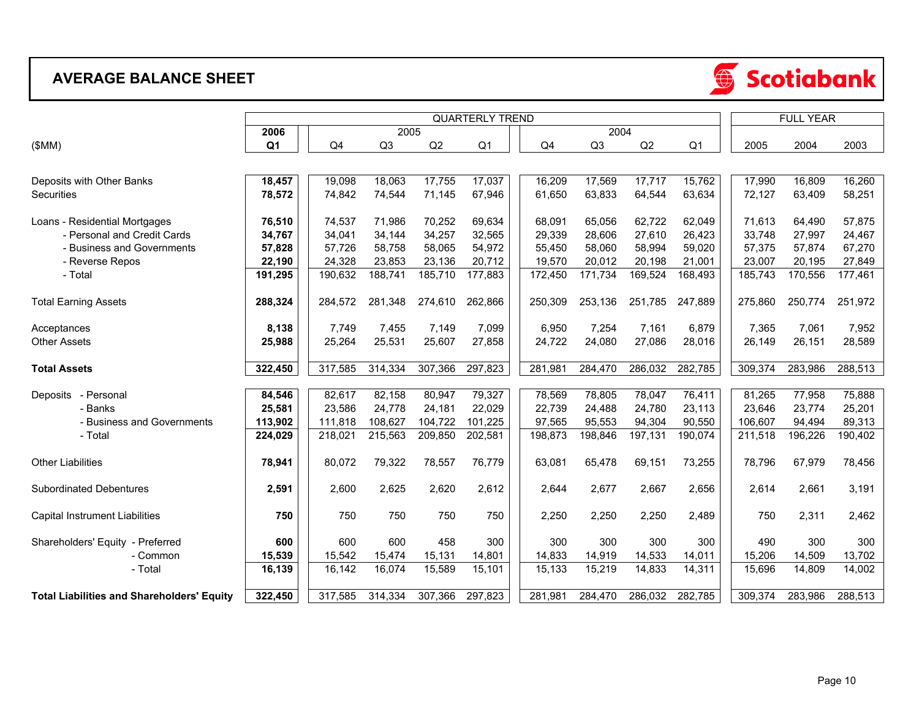## AVERAGE BALANCE SHEET

Scotiabank

| ($MM) | 2006 Q1 | 2005 Q4 | 2005 Q3 | 2005 Q2 | 2005 Q1 | 2004 Q4 | 2004 Q3 | 2004 Q2 | 2004 Q1 | Full Year 2005 | Full Year 2004 | Full Year 2003 |
|---|---|---|---|---|---|---|---|---|---|---|---|---|
| Deposits with Other Banks | **18,457** | 19,098 | 18,063 | 17,755 | 17,037 | 16,209 | 17,569 | 17,717 | 15,762 | 17,990 | 16,809 | 16,260 |
| Securities | **78,572** | 74,842 | 74,544 | 71,145 | 67,946 | 61,650 | 63,833 | 64,544 | 63,634 | 72,127 | 63,409 | 58,251 |
| Loans - Residential Mortgages | **76,510** | 74,537 | 71,986 | 70,252 | 69,634 | 68,091 | 65,056 | 62,722 | 62,049 | 71,613 | 64,490 | 57,875 |
| - Personal and Credit Cards | **34,767** | 34,041 | 34,144 | 34,257 | 32,565 | 29,339 | 28,606 | 27,610 | 26,423 | 33,748 | 27,997 | 24,467 |
| - Business and Governments | **57,828** | 57,726 | 58,758 | 58,065 | 54,972 | 55,450 | 58,060 | 58,994 | 59,020 | 57,375 | 57,874 | 67,270 |
| - Reverse Repos | **22,190** | 24,328 | 23,853 | 23,136 | 20,712 | 19,570 | 20,012 | 20,198 | 21,001 | 23,007 | 20,195 | 27,849 |
| - Total | **191,295** | 190,632 | 188,741 | 185,710 | 177,883 | 172,450 | 171,734 | 169,524 | 168,493 | 185,743 | 170,556 | 177,461 |
| Total Earning Assets | **288,324** | 284,572 | 281,348 | 274,610 | 262,866 | 250,309 | 253,136 | 251,785 | 247,889 | 275,860 | 250,774 | 251,972 |
| Acceptances | **8,138** | 7,749 | 7,455 | 7,149 | 7,099 | 6,950 | 7,254 | 7,161 | 6,879 | 7,365 | 7,061 | 7,952 |
| Other Assets | **25,988** | 25,264 | 25,531 | 25,607 | 27,858 | 24,722 | 24,080 | 27,086 | 28,016 | 26,149 | 26,151 | 28,589 |
| **Total Assets** | **322,450** | 317,585 | 314,334 | 307,366 | 297,823 | 281,981 | 284,470 | 286,032 | 282,785 | 309,374 | 283,986 | 288,513 |
| Deposits - Personal | **84,546** | 82,617 | 82,158 | 80,947 | 79,327 | 78,569 | 78,805 | 78,047 | 76,411 | 81,265 | 77,958 | 75,888 |
| - Banks | **25,581** | 23,586 | 24,778 | 24,181 | 22,029 | 22,739 | 24,488 | 24,780 | 23,113 | 23,646 | 23,774 | 25,201 |
| - Business and Governments | **113,902** | 111,818 | 108,627 | 104,722 | 101,225 | 97,565 | 95,553 | 94,304 | 90,550 | 106,607 | 94,494 | 89,313 |
| - Total | **224,029** | 218,021 | 215,563 | 209,850 | 202,581 | 198,873 | 198,846 | 197,131 | 190,074 | 211,518 | 196,226 | 190,402 |
| Other Liabilities | **78,941** | 80,072 | 79,322 | 78,557 | 76,779 | 63,081 | 65,478 | 69,151 | 73,255 | 78,796 | 67,979 | 78,456 |
| Subordinated Debentures | **2,591** | 2,600 | 2,625 | 2,620 | 2,612 | 2,644 | 2,677 | 2,667 | 2,656 | 2,614 | 2,661 | 3,191 |
| Capital Instrument Liabilities | **750** | 750 | 750 | 750 | 750 | 2,250 | 2,250 | 2,250 | 2,489 | 750 | 2,311 | 2,462 |
| Shareholders' Equity - Preferred | **600** | 600 | 600 | 458 | 300 | 300 | 300 | 300 | 300 | 490 | 300 | 300 |
| - Common | **15,539** | 15,542 | 15,474 | 15,131 | 14,801 | 14,833 | 14,919 | 14,533 | 14,011 | 15,206 | 14,509 | 13,702 |
| - Total | **16,139** | 16,142 | 16,074 | 15,589 | 15,101 | 15,133 | 15,219 | 14,833 | 14,311 | 15,696 | 14,809 | 14,002 |
| **Total Liabilities and Shareholders' Equity** | **322,450** | 317,585 | 314,334 | 307,366 | 297,823 | 281,981 | 284,470 | 286,032 | 282,785 | 309,374 | 283,986 | 288,513 |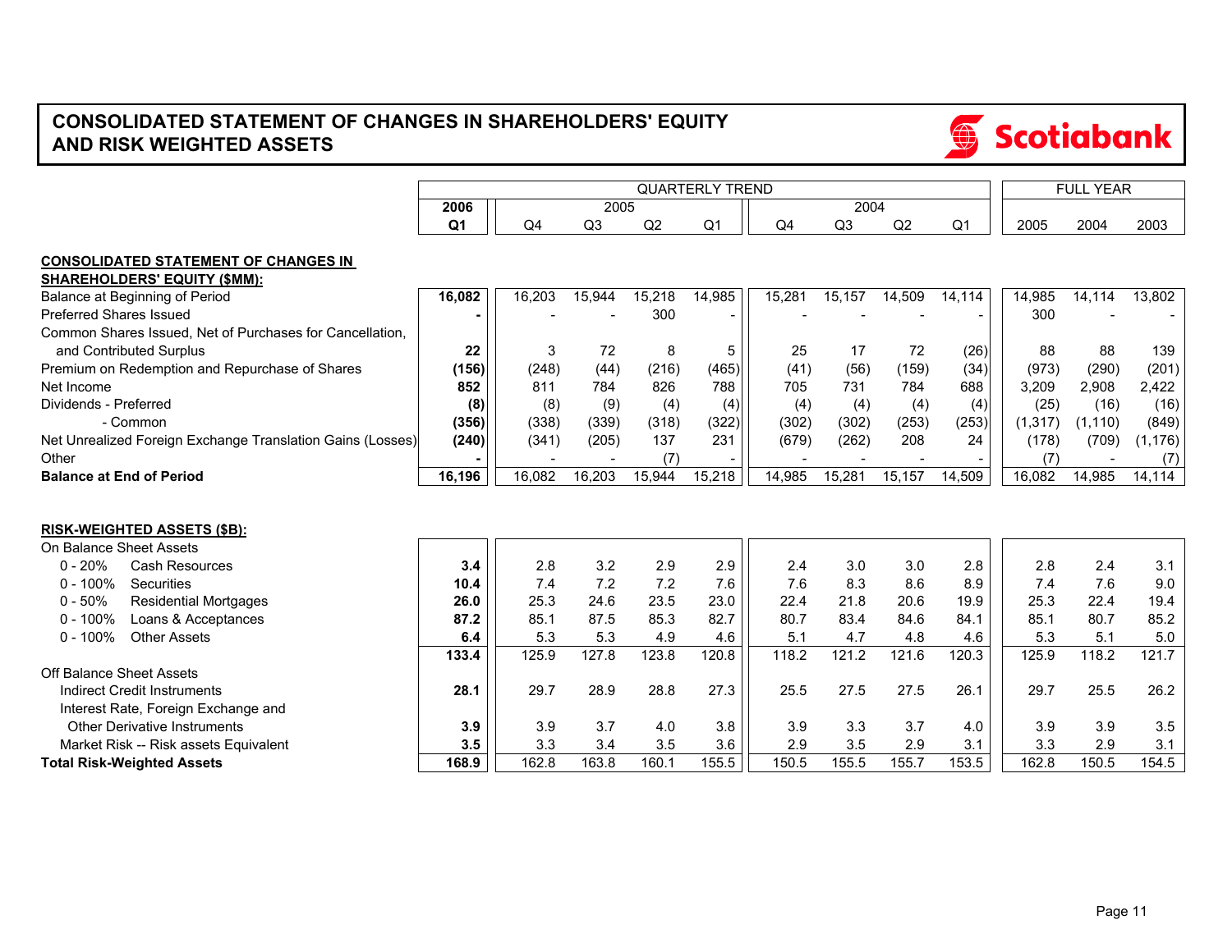# CONSOLIDATED STATEMENT OF CHANGES IN SHAREHOLDERS' EQUITY AND RISK WEIGHTED ASSETS

Scotiabank

| | QUARTERLY TREND | | | | | | | | | FULL YEAR | | |
|---|---|---|---|---|---|---|---|---|---|---|---|---|
| | **2006** | 2005 | | | | 2004 | | | | | | |
| | **Q1** | Q4 | Q3 | Q2 | Q1 | Q4 | Q3 | Q2 | Q1 | 2005 | 2004 | 2003 |
| **CONSOLIDATED STATEMENT OF CHANGES IN SHAREHOLDERS' EQUITY ($MM):** | | | | | | | | | | | | |
| Balance at Beginning of Period | **16,082** | 16,203 | 15,944 | 15,218 | 14,985 | 15,281 | 15,157 | 14,509 | 14,114 | 14,985 | 14,114 | 13,802 |
| Preferred Shares Issued | **-** | - | - | 300 | - | - | - | - | - | 300 | - | - |
| Common Shares Issued, Net of Purchases for Cancellation, and Contributed Surplus | **22** | 3 | 72 | 8 | 5 | 25 | 17 | 72 | (26) | 88 | 88 | 139 |
| Premium on Redemption and Repurchase of Shares | **(156)** | (248) | (44) | (216) | (465) | (41) | (56) | (159) | (34) | (973) | (290) | (201) |
| Net Income | **852** | 811 | 784 | 826 | 788 | 705 | 731 | 784 | 688 | 3,209 | 2,908 | 2,422 |
| Dividends - Preferred | **(8)** | (8) | (9) | (4) | (4) | (4) | (4) | (4) | (4) | (25) | (16) | (16) |
| - Common | **(356)** | (338) | (339) | (318) | (322) | (302) | (302) | (253) | (253) | (1,317) | (1,110) | (849) |
| Net Unrealized Foreign Exchange Translation Gains (Losses) | **(240)** | (341) | (205) | 137 | 231 | (679) | (262) | 208 | 24 | (178) | (709) | (1,176) |
| Other | **-** | - | - | (7) | - | - | - | - | - | (7) | - | (7) |
| **Balance at End of Period** | **16,196** | 16,082 | 16,203 | 15,944 | 15,218 | 14,985 | 15,281 | 15,157 | 14,509 | 16,082 | 14,985 | 14,114 |
| **RISK-WEIGHTED ASSETS ($B):** | | | | | | | | | | | | |
| On Balance Sheet Assets | | | | | | | | | | | | |
| 0 - 20% Cash Resources | **3.4** | 2.8 | 3.2 | 2.9 | 2.9 | 2.4 | 3.0 | 3.0 | 2.8 | 2.8 | 2.4 | 3.1 |
| 0 - 100% Securities | **10.4** | 7.4 | 7.2 | 7.2 | 7.6 | 7.6 | 8.3 | 8.6 | 8.9 | 7.4 | 7.6 | 9.0 |
| 0 - 50% Residential Mortgages | **26.0** | 25.3 | 24.6 | 23.5 | 23.0 | 22.4 | 21.8 | 20.6 | 19.9 | 25.3 | 22.4 | 19.4 |
| 0 - 100% Loans & Acceptances | **87.2** | 85.1 | 87.5 | 85.3 | 82.7 | 80.7 | 83.4 | 84.6 | 84.1 | 85.1 | 80.7 | 85.2 |
| 0 - 100% Other Assets | **6.4** | 5.3 | 5.3 | 4.9 | 4.6 | 5.1 | 4.7 | 4.8 | 4.6 | 5.3 | 5.1 | 5.0 |
| | **133.4** | 125.9 | 127.8 | 123.8 | 120.8 | 118.2 | 121.2 | 121.6 | 120.3 | 125.9 | 118.2 | 121.7 |
| Off Balance Sheet Assets | | | | | | | | | | | | |
| Indirect Credit Instruments | **28.1** | 29.7 | 28.9 | 28.8 | 27.3 | 25.5 | 27.5 | 27.5 | 26.1 | 29.7 | 25.5 | 26.2 |
| Interest Rate, Foreign Exchange and Other Derivative Instruments | **3.9** | 3.9 | 3.7 | 4.0 | 3.8 | 3.9 | 3.3 | 3.7 | 4.0 | 3.9 | 3.9 | 3.5 |
| Market Risk -- Risk assets Equivalent | **3.5** | 3.3 | 3.4 | 3.5 | 3.6 | 2.9 | 3.5 | 2.9 | 3.1 | 3.3 | 2.9 | 3.1 |
| **Total Risk-Weighted Assets** | **168.9** | 162.8 | 163.8 | 160.1 | 155.5 | 150.5 | 155.5 | 155.7 | 153.5 | 162.8 | 150.5 | 154.5 |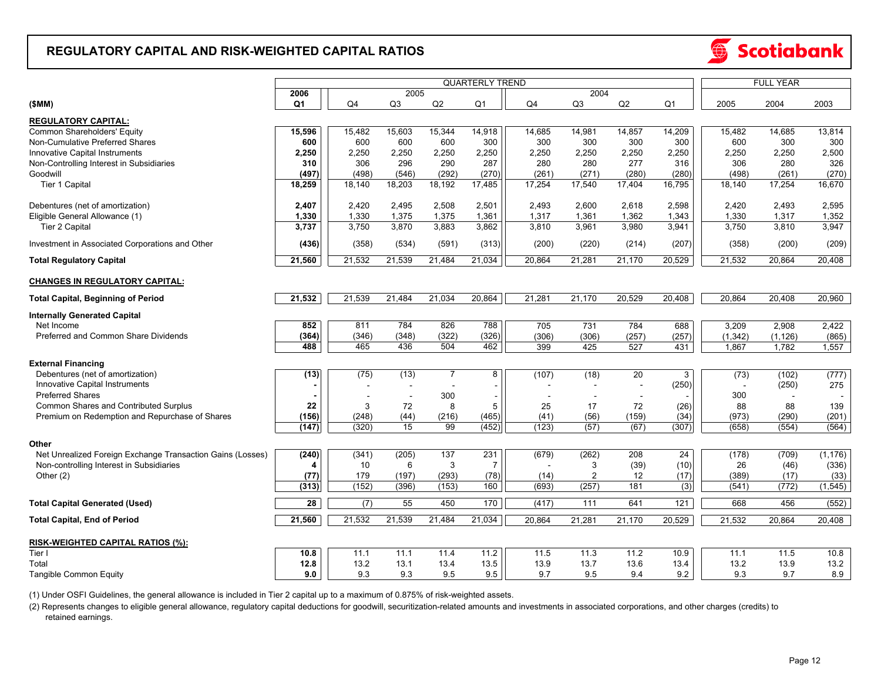# REGULATORY CAPITAL AND RISK-WEIGHTED CAPITAL RATIOS

Scotiabank

| ($MM) | 2006 Q1 | 2005 Q4 | 2005 Q3 | 2005 Q2 | 2005 Q1 | 2004 Q4 | 2004 Q3 | 2004 Q2 | 2004 Q1 | Full Year 2005 | Full Year 2004 | Full Year 2003 |
|---|---|---|---|---|---|---|---|---|---|---|---|---|
| **REGULATORY CAPITAL:** | | | | | | | | | | | | |
| Common Shareholders' Equity | **15,596** | 15,482 | 15,603 | 15,344 | 14,918 | 14,685 | 14,981 | 14,857 | 14,209 | 15,482 | 14,685 | 13,814 |
| Non-Cumulative Preferred Shares | **600** | 600 | 600 | 600 | 300 | 300 | 300 | 300 | 300 | 600 | 300 | 300 |
| Innovative Capital Instruments | **2,250** | 2,250 | 2,250 | 2,250 | 2,250 | 2,250 | 2,250 | 2,250 | 2,250 | 2,250 | 2,250 | 2,500 |
| Non-Controlling Interest in Subsidiaries | **310** | 306 | 296 | 290 | 287 | 280 | 280 | 277 | 316 | 306 | 280 | 326 |
| Goodwill | **(497)** | (498) | (546) | (292) | (270) | (261) | (271) | (280) | (280) | (498) | (261) | (270) |
| Tier 1 Capital | **18,259** | 18,140 | 18,203 | 18,192 | 17,485 | 17,254 | 17,540 | 17,404 | 16,795 | 18,140 | 17,254 | 16,670 |
| Debentures (net of amortization) | **2,407** | 2,420 | 2,495 | 2,508 | 2,501 | 2,493 | 2,600 | 2,618 | 2,598 | 2,420 | 2,493 | 2,595 |
| Eligible General Allowance (1) | **1,330** | 1,330 | 1,375 | 1,375 | 1,361 | 1,317 | 1,361 | 1,362 | 1,343 | 1,330 | 1,317 | 1,352 |
| Tier 2 Capital | **3,737** | 3,750 | 3,870 | 3,883 | 3,862 | 3,810 | 3,961 | 3,980 | 3,941 | 3,750 | 3,810 | 3,947 |
| Investment in Associated Corporations and Other | **(436)** | (358) | (534) | (591) | (313) | (200) | (220) | (214) | (207) | (358) | (200) | (209) |
| **Total Regulatory Capital** | **21,560** | 21,532 | 21,539 | 21,484 | 21,034 | 20,864 | 21,281 | 21,170 | 20,529 | 21,532 | 20,864 | 20,408 |
| **CHANGES IN REGULATORY CAPITAL:** | | | | | | | | | | | | |
| **Total Capital, Beginning of Period** | **21,532** | 21,539 | 21,484 | 21,034 | 20,864 | 21,281 | 21,170 | 20,529 | 20,408 | 20,864 | 20,408 | 20,960 |
| **Internally Generated Capital** | | | | | | | | | | | | |
| Net Income | **852** | 811 | 784 | 826 | 788 | 705 | 731 | 784 | 688 | 3,209 | 2,908 | 2,422 |
| Preferred and Common Share Dividends | **(364)** | (346) | (348) | (322) | (326) | (306) | (306) | (257) | (257) | (1,342) | (1,126) | (865) |
| | **488** | 465 | 436 | 504 | 462 | 399 | 425 | 527 | 431 | 1,867 | 1,782 | 1,557 |
| **External Financing** | | | | | | | | | | | | |
| Debentures (net of amortization) | **(13)** | (75) | (13) | 7 | 8 | (107) | (18) | 20 | 3 | (73) | (102) | (777) |
| Innovative Capital Instruments | **-** | - | - | - | - | - | - | - | (250) | - | (250) | 275 |
| Preferred Shares | **-** | - | - | 300 | - | - | - | - | - | 300 | - | - |
| Common Shares and Contributed Surplus | **22** | 3 | 72 | 8 | 5 | 25 | 17 | 72 | (26) | 88 | 88 | 139 |
| Premium on Redemption and Repurchase of Shares | **(156)** | (248) | (44) | (216) | (465) | (41) | (56) | (159) | (34) | (973) | (290) | (201) |
| | **(147)** | (320) | 15 | 99 | (452) | (123) | (57) | (67) | (307) | (658) | (554) | (564) |
| **Other** | | | | | | | | | | | | |
| Net Unrealized Foreign Exchange Transaction Gains (Losses) | **(240)** | (341) | (205) | 137 | 231 | (679) | (262) | 208 | 24 | (178) | (709) | (1,176) |
| Non-controlling Interest in Subsidiaries | **4** | 10 | 6 | 3 | 7 | - | 3 | (39) | (10) | 26 | (46) | (336) |
| Other (2) | **(77)** | 179 | (197) | (293) | (78) | (14) | 2 | 12 | (17) | (389) | (17) | (33) |
| | **(313)** | (152) | (396) | (153) | 160 | (693) | (257) | 181 | (3) | (541) | (772) | (1,545) |
| **Total Capital Generated (Used)** | **28** | (7) | 55 | 450 | 170 | (417) | 111 | 641 | 121 | 668 | 456 | (552) |
| **Total Capital, End of Period** | **21,560** | 21,532 | 21,539 | 21,484 | 21,034 | 20,864 | 21,281 | 21,170 | 20,529 | 21,532 | 20,864 | 20,408 |
| **RISK-WEIGHTED CAPITAL RATIOS (%):** | | | | | | | | | | | | |
| Tier I | **10.8** | 11.1 | 11.1 | 11.4 | 11.2 | 11.5 | 11.3 | 11.2 | 10.9 | 11.1 | 11.5 | 10.8 |
| Total | **12.8** | 13.2 | 13.1 | 13.4 | 13.5 | 13.9 | 13.7 | 13.6 | 13.4 | 13.2 | 13.9 | 13.2 |
| Tangible Common Equity | **9.0** | 9.3 | 9.3 | 9.5 | 9.5 | 9.7 | 9.5 | 9.4 | 9.2 | 9.3 | 9.7 | 8.9 |

(1) Under OSFI Guidelines, the general allowance is included in Tier 2 capital up to a maximum of 0.875% of risk-weighted assets.

(2) Represents changes to eligible general allowance, regulatory capital deductions for goodwill, securitization-related amounts and investments in associated corporations, and other charges (credits) to retained earnings.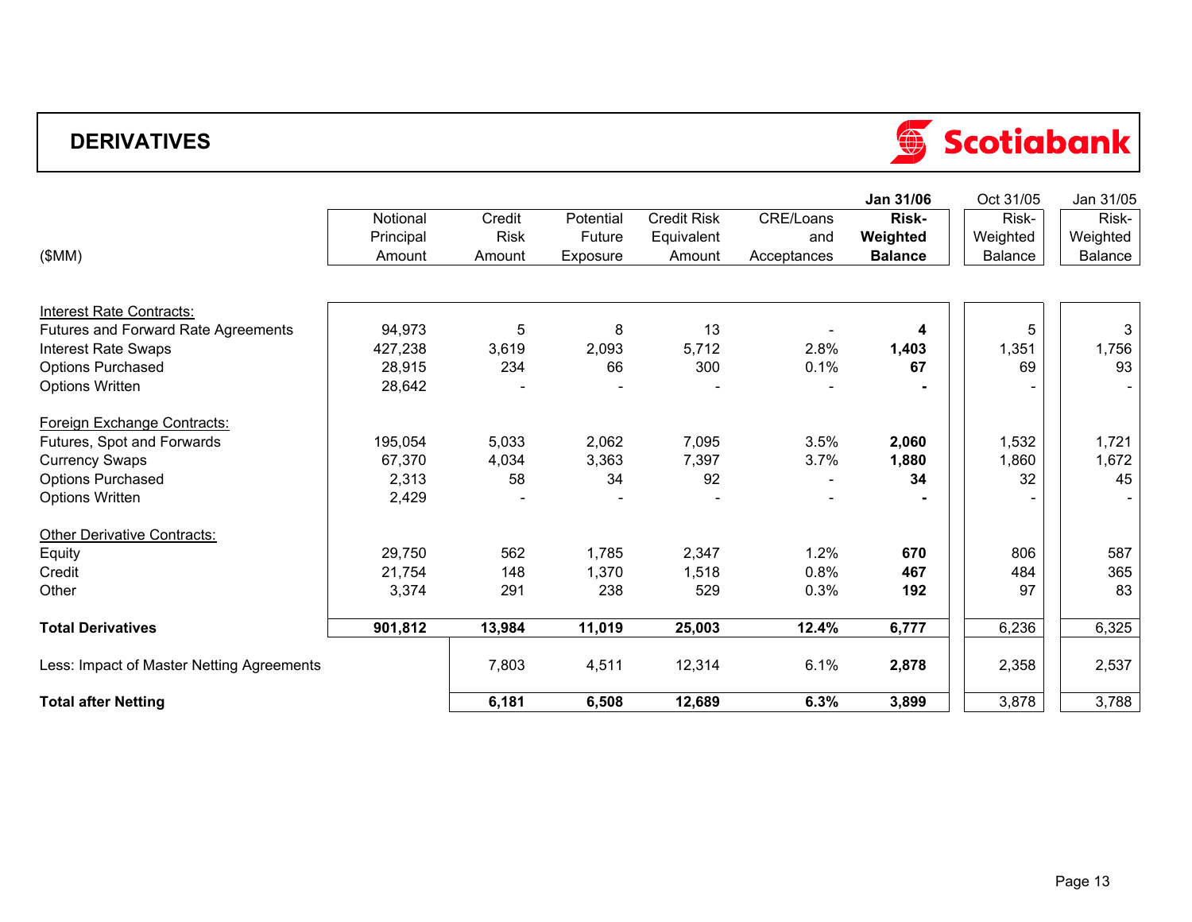# DERIVATIVES

Scotiabank

| ($MM) | Notional Principal Amount | Credit Risk Amount | Potential Future Exposure | Credit Risk Equivalent Amount | CRE/Loans and Acceptances | **Jan 31/06 Risk-Weighted Balance** | Oct 31/05 Risk-Weighted Balance | Jan 31/05 Risk-Weighted Balance |
|---|---|---|---|---|---|---|---|---|
| Interest Rate Contracts: | | | | | | | | |
| Futures and Forward Rate Agreements | 94,973 | 5 | 8 | 13 | - | **4** | 5 | 3 |
| Interest Rate Swaps | 427,238 | 3,619 | 2,093 | 5,712 | 2.8% | **1,403** | 1,351 | 1,756 |
| Options Purchased | 28,915 | 234 | 66 | 300 | 0.1% | **67** | 69 | 93 |
| Options Written | 28,642 | - | - | - | - | **-** | - | - |
| Foreign Exchange Contracts: | | | | | | | | |
| Futures, Spot and Forwards | 195,054 | 5,033 | 2,062 | 7,095 | 3.5% | **2,060** | 1,532 | 1,721 |
| Currency Swaps | 67,370 | 4,034 | 3,363 | 7,397 | 3.7% | **1,880** | 1,860 | 1,672 |
| Options Purchased | 2,313 | 58 | 34 | 92 | - | **34** | 32 | 45 |
| Options Written | 2,429 | - | - | - | - | **-** | - | - |
| Other Derivative Contracts: | | | | | | | | |
| Equity | 29,750 | 562 | 1,785 | 2,347 | 1.2% | **670** | 806 | 587 |
| Credit | 21,754 | 148 | 1,370 | 1,518 | 0.8% | **467** | 484 | 365 |
| Other | 3,374 | 291 | 238 | 529 | 0.3% | **192** | 97 | 83 |
| **Total Derivatives** | **901,812** | **13,984** | **11,019** | **25,003** | **12.4%** | **6,777** | 6,236 | 6,325 |
| Less: Impact of Master Netting Agreements | | 7,803 | 4,511 | 12,314 | 6.1% | **2,878** | 2,358 | 2,537 |
| **Total after Netting** | | **6,181** | **6,508** | **12,689** | **6.3%** | **3,899** | 3,878 | 3,788 |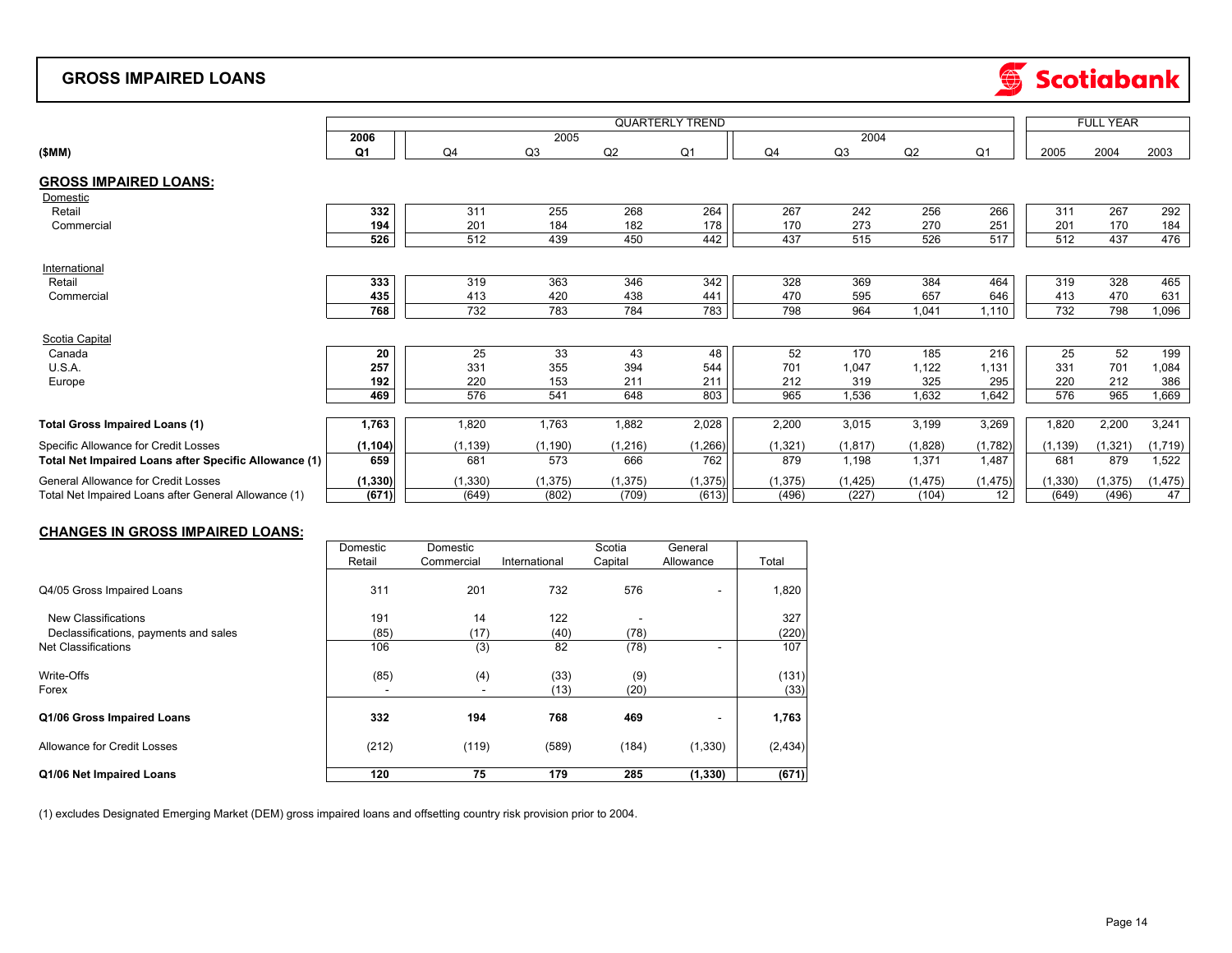# GROSS IMPAIRED LOANS

Scotiabank

| ($MM) | 2006 Q1 | 2005 Q4 | 2005 Q3 | 2005 Q2 | 2005 Q1 | 2004 Q4 | 2004 Q3 | 2004 Q2 | 2004 Q1 | Full Year 2005 | Full Year 2004 | Full Year 2003 |
|---|---|---|---|---|---|---|---|---|---|---|---|---|
| **GROSS IMPAIRED LOANS:** | | | | | | | | | | | | |
| Domestic | | | | | | | | | | | | |
| Retail | **332** | 311 | 255 | 268 | 264 | 267 | 242 | 256 | 266 | 311 | 267 | 292 |
| Commercial | **194** | 201 | 184 | 182 | 178 | 170 | 273 | 270 | 251 | 201 | 170 | 184 |
| | **526** | 512 | 439 | 450 | 442 | 437 | 515 | 526 | 517 | 512 | 437 | 476 |
| International | | | | | | | | | | | | |
| Retail | **333** | 319 | 363 | 346 | 342 | 328 | 369 | 384 | 464 | 319 | 328 | 465 |
| Commercial | **435** | 413 | 420 | 438 | 441 | 470 | 595 | 657 | 646 | 413 | 470 | 631 |
| | **768** | 732 | 783 | 784 | 783 | 798 | 964 | 1,041 | 1,110 | 732 | 798 | 1,096 |
| Scotia Capital | | | | | | | | | | | | |
| Canada | **20** | 25 | 33 | 43 | 48 | 52 | 170 | 185 | 216 | 25 | 52 | 199 |
| U.S.A. | **257** | 331 | 355 | 394 | 544 | 701 | 1,047 | 1,122 | 1,131 | 331 | 701 | 1,084 |
| Europe | **192** | 220 | 153 | 211 | 211 | 212 | 319 | 325 | 295 | 220 | 212 | 386 |
| | **469** | 576 | 541 | 648 | 803 | 965 | 1,536 | 1,632 | 1,642 | 576 | 965 | 1,669 |
| **Total Gross Impaired Loans (1)** | **1,763** | 1,820 | 1,763 | 1,882 | 2,028 | 2,200 | 3,015 | 3,199 | 3,269 | 1,820 | 2,200 | 3,241 |
| Specific Allowance for Credit Losses | **(1,104)** | (1,139) | (1,190) | (1,216) | (1,266) | (1,321) | (1,817) | (1,828) | (1,782) | (1,139) | (1,321) | (1,719) |
| **Total Net Impaired Loans after Specific Allowance (1)** | **659** | 681 | 573 | 666 | 762 | 879 | 1,198 | 1,371 | 1,487 | 681 | 879 | 1,522 |
| General Allowance for Credit Losses | **(1,330)** | (1,330) | (1,375) | (1,375) | (1,375) | (1,375) | (1,425) | (1,475) | (1,475) | (1,330) | (1,375) | (1,475) |
| Total Net Impaired Loans after General Allowance (1) | **(671)** | (649) | (802) | (709) | (613) | (496) | (227) | (104) | 12 | (649) | (496) | 47 |

## CHANGES IN GROSS IMPAIRED LOANS:

| | Domestic Retail | Domestic Commercial | International | Scotia Capital | General Allowance | Total |
|---|---|---|---|---|---|---|
| Q4/05 Gross Impaired Loans | 311 | 201 | 732 | 576 | - | 1,820 |
| New Classifications | 191 | 14 | 122 | - | | 327 |
| Declassifications, payments and sales | (85) | (17) | (40) | (78) | | (220) |
| Net Classifications | 106 | (3) | 82 | (78) | - | 107 |
| Write-Offs | (85) | (4) | (33) | (9) | | (131) |
| Forex | - | - | (13) | (20) | | (33) |
| **Q1/06 Gross Impaired Loans** | **332** | **194** | **768** | **469** | - | **1,763** |
| Allowance for Credit Losses | (212) | (119) | (589) | (184) | (1,330) | (2,434) |
| **Q1/06 Net Impaired Loans** | **120** | **75** | **179** | **285** | **(1,330)** | **(671)** |

(1) excludes Designated Emerging Market (DEM) gross impaired loans and offsetting country risk provision prior to 2004.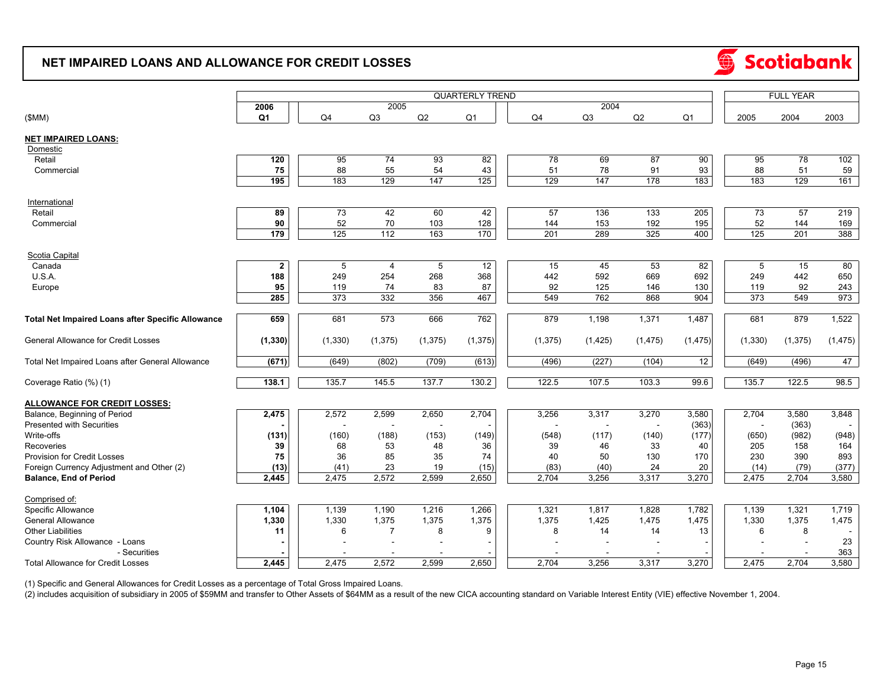# NET IMPAIRED LOANS AND ALLOWANCE FOR CREDIT LOSSES

| ($MM) | 2006 Q1 | 2005 Q4 | 2005 Q3 | 2005 Q2 | 2005 Q1 | 2004 Q4 | 2004 Q3 | 2004 Q2 | 2004 Q1 | Full Year 2005 | Full Year 2004 | Full Year 2003 |
|---|---|---|---|---|---|---|---|---|---|---|---|---|
| **NET IMPAIRED LOANS:** | | | | | | | | | | | | |
| Domestic | | | | | | | | | | | | |
| Retail | 120 | 95 | 74 | 93 | 82 | 78 | 69 | 87 | 90 | 95 | 78 | 102 |
| Commercial | 75 | 88 | 55 | 54 | 43 | 51 | 78 | 91 | 93 | 88 | 51 | 59 |
| | 195 | 183 | 129 | 147 | 125 | 129 | 147 | 178 | 183 | 183 | 129 | 161 |
| International | | | | | | | | | | | | |
| Retail | 89 | 73 | 42 | 60 | 42 | 57 | 136 | 133 | 205 | 73 | 57 | 219 |
| Commercial | 90 | 52 | 70 | 103 | 128 | 144 | 153 | 192 | 195 | 52 | 144 | 169 |
| | 179 | 125 | 112 | 163 | 170 | 201 | 289 | 325 | 400 | 125 | 201 | 388 |
| Scotia Capital | | | | | | | | | | | | |
| Canada | 2 | 5 | 4 | 5 | 12 | 15 | 45 | 53 | 82 | 5 | 15 | 80 |
| U.S.A. | 188 | 249 | 254 | 268 | 368 | 442 | 592 | 669 | 692 | 249 | 442 | 650 |
| Europe | 95 | 119 | 74 | 83 | 87 | 92 | 125 | 146 | 130 | 119 | 92 | 243 |
| | 285 | 373 | 332 | 356 | 467 | 549 | 762 | 868 | 904 | 373 | 549 | 973 |
| **Total Net Impaired Loans after Specific Allowance** | 659 | 681 | 573 | 666 | 762 | 879 | 1,198 | 1,371 | 1,487 | 681 | 879 | 1,522 |
| General Allowance for Credit Losses | (1,330) | (1,330) | (1,375) | (1,375) | (1,375) | (1,375) | (1,425) | (1,475) | (1,475) | (1,330) | (1,375) | (1,475) |
| Total Net Impaired Loans after General Allowance | (671) | (649) | (802) | (709) | (613) | (496) | (227) | (104) | 12 | (649) | (496) | 47 |
| Coverage Ratio (%) (1) | 138.1 | 135.7 | 145.5 | 137.7 | 130.2 | 122.5 | 107.5 | 103.3 | 99.6 | 135.7 | 122.5 | 98.5 |
| **ALLOWANCE FOR CREDIT LOSSES:** | | | | | | | | | | | | |
| Balance, Beginning of Period | 2,475 | 2,572 | 2,599 | 2,650 | 2,704 | 3,256 | 3,317 | 3,270 | 3,580 | 2,704 | 3,580 | 3,848 |
| Presented with Securities | - | - | - | - | - | - | - | - | (363) | - | (363) | - |
| Write-offs | (131) | (160) | (188) | (153) | (149) | (548) | (117) | (140) | (177) | (650) | (982) | (948) |
| Recoveries | 39 | 68 | 53 | 48 | 36 | 39 | 46 | 33 | 40 | 205 | 158 | 164 |
| Provision for Credit Losses | 75 | 36 | 85 | 35 | 74 | 40 | 50 | 130 | 170 | 230 | 390 | 893 |
| Foreign Currency Adjustment and Other (2) | (13) | (41) | 23 | 19 | (15) | (83) | (40) | 24 | 20 | (14) | (79) | (377) |
| **Balance, End of Period** | 2,445 | 2,475 | 2,572 | 2,599 | 2,650 | 2,704 | 3,256 | 3,317 | 3,270 | 2,475 | 2,704 | 3,580 |
| Comprised of: | | | | | | | | | | | | |
| Specific Allowance | 1,104 | 1,139 | 1,190 | 1,216 | 1,266 | 1,321 | 1,817 | 1,828 | 1,782 | 1,139 | 1,321 | 1,719 |
| General Allowance | 1,330 | 1,330 | 1,375 | 1,375 | 1,375 | 1,375 | 1,425 | 1,475 | 1,475 | 1,330 | 1,375 | 1,475 |
| Other Liabilities | 11 | 6 | 7 | 8 | 9 | 8 | 14 | 14 | 13 | 6 | 8 | - |
| Country Risk Allowance - Loans | - | - | - | - | - | - | - | - | - | - | - | 23 |
| - Securities | - | - | - | - | - | - | - | - | - | - | - | 363 |
| Total Allowance for Credit Losses | 2,445 | 2,475 | 2,572 | 2,599 | 2,650 | 2,704 | 3,256 | 3,317 | 3,270 | 2,475 | 2,704 | 3,580 |

(1) Specific and General Allowances for Credit Losses as a percentage of Total Gross Impaired Loans.

(2) includes acquisition of subsidiary in 2005 of $59MM and transfer to Other Assets of $64MM as a result of the new CICA accounting standard on Variable Interest Entity (VIE) effective November 1, 2004.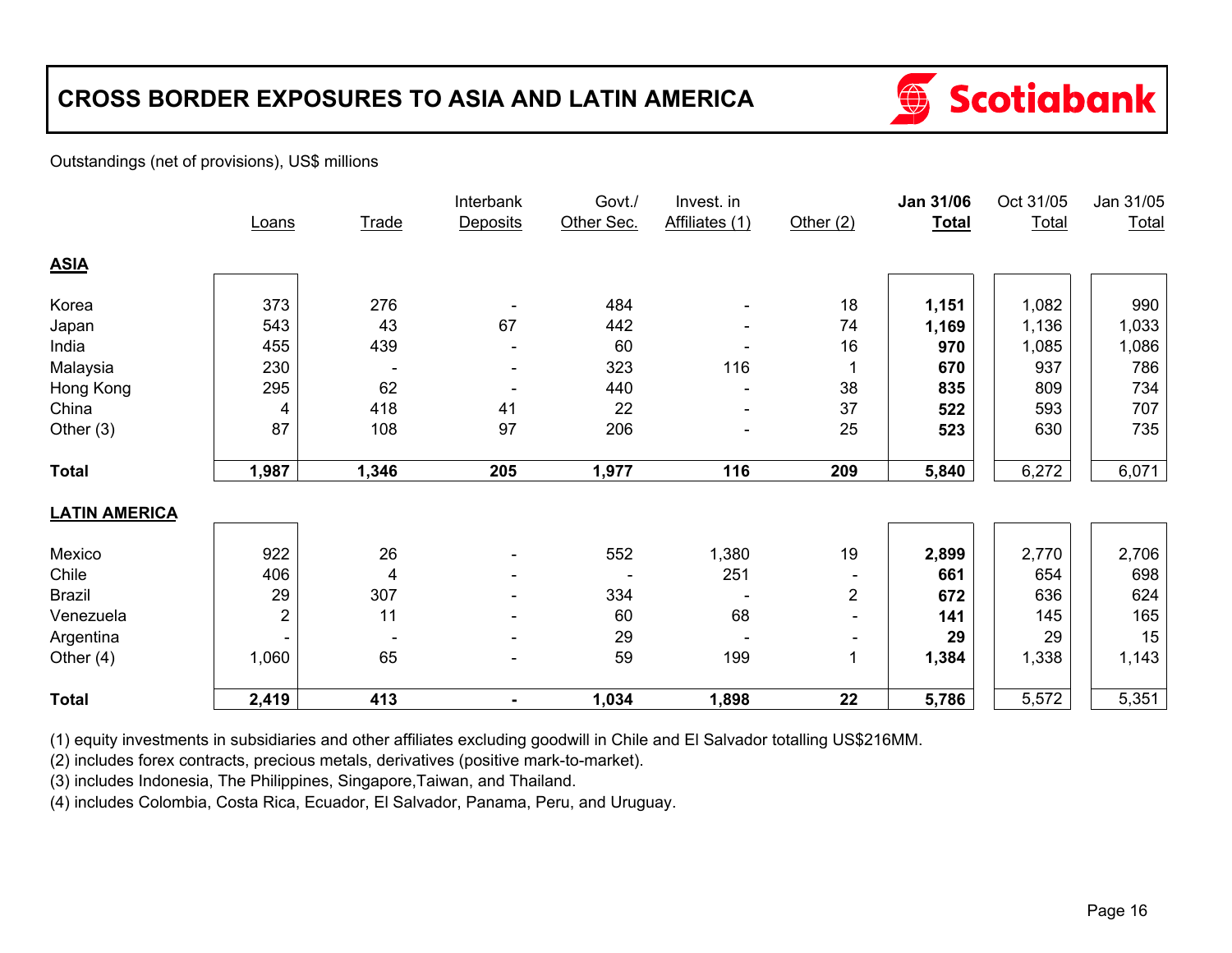# CROSS BORDER EXPOSURES TO ASIA AND LATIN AMERICA

Scotiabank

Outstandings (net of provisions), US$ millions

| | Loans | Trade | Interbank Deposits | Govt./ Other Sec. | Invest. in Affiliates (1) | Other (2) | **Jan 31/06 Total** | Oct 31/05 Total | Jan 31/05 Total |
|---|---|---|---|---|---|---|---|---|---|
| **ASIA** | | | | | | | | | |
| Korea | 373 | 276 | - | 484 | - | 18 | **1,151** | 1,082 | 990 |
| Japan | 543 | 43 | 67 | 442 | - | 74 | **1,169** | 1,136 | 1,033 |
| India | 455 | 439 | - | 60 | - | 16 | **970** | 1,085 | 1,086 |
| Malaysia | 230 | - | - | 323 | 116 | 1 | **670** | 937 | 786 |
| Hong Kong | 295 | 62 | - | 440 | - | 38 | **835** | 809 | 734 |
| China | 4 | 418 | 41 | 22 | - | 37 | **522** | 593 | 707 |
| Other (3) | 87 | 108 | 97 | 206 | - | 25 | **523** | 630 | 735 |
| **Total** | **1,987** | **1,346** | **205** | **1,977** | **116** | **209** | **5,840** | 6,272 | 6,071 |
| **LATIN AMERICA** | | | | | | | | | |
| Mexico | 922 | 26 | - | 552 | 1,380 | 19 | **2,899** | 2,770 | 2,706 |
| Chile | 406 | 4 | - | - | 251 | - | **661** | 654 | 698 |
| Brazil | 29 | 307 | - | 334 | - | 2 | **672** | 636 | 624 |
| Venezuela | 2 | 11 | - | 60 | 68 | - | **141** | 145 | 165 |
| Argentina | - | - | - | 29 | - | - | **29** | 29 | 15 |
| Other (4) | 1,060 | 65 | - | 59 | 199 | 1 | **1,384** | 1,338 | 1,143 |
| **Total** | **2,419** | **413** | **-** | **1,034** | **1,898** | **22** | **5,786** | 5,572 | 5,351 |

(1) equity investments in subsidiaries and other affiliates excluding goodwill in Chile and El Salvador totalling US$216MM.

(2) includes forex contracts, precious metals, derivatives (positive mark-to-market).

(3) includes Indonesia, The Philippines, Singapore,Taiwan, and Thailand.

(4) includes Colombia, Costa Rica, Ecuador, El Salvador, Panama, Peru, and Uruguay.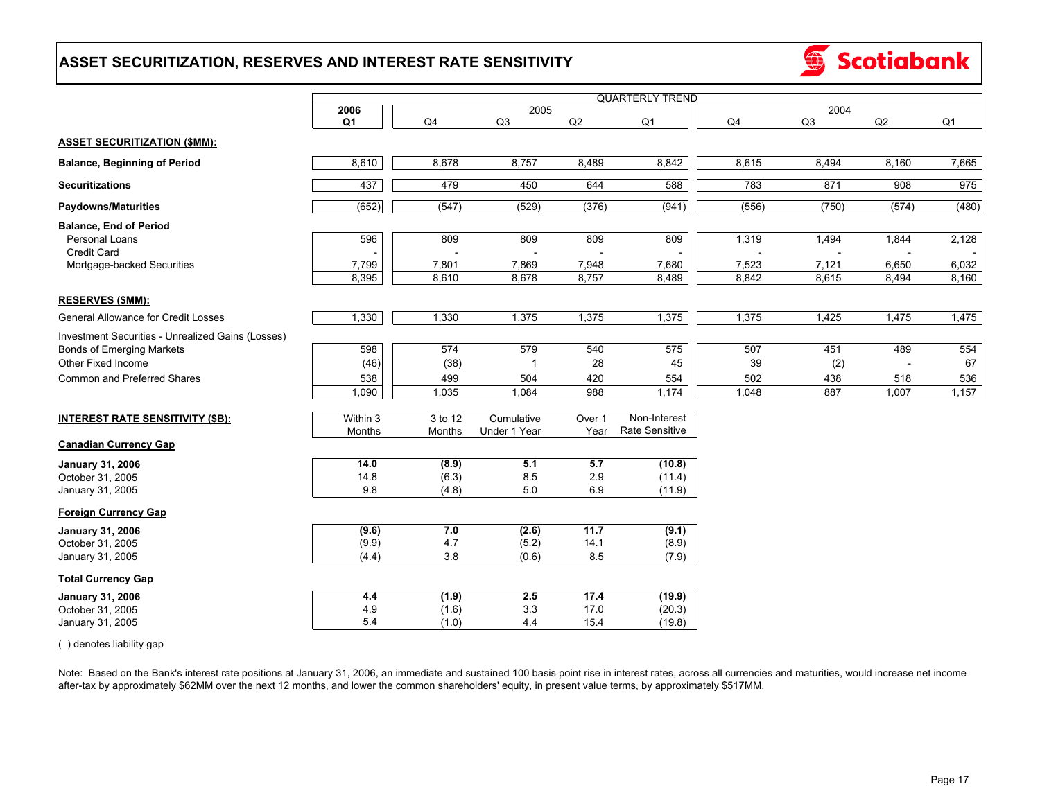# ASSET SECURITIZATION, RESERVES AND INTEREST RATE SENSITIVITY

| | QUARTERLY TREND | | | | | | | | |
|---|---|---|---|---|---|---|---|---|---|
| | 2006 | 2005 | | | | 2004 | | | |
| | Q1 | Q4 | Q3 | Q2 | Q1 | Q4 | Q3 | Q2 | Q1 |
| **ASSET SECURITIZATION ($MM):** | | | | | | | | | |
| **Balance, Beginning of Period** | 8,610 | 8,678 | 8,757 | 8,489 | 8,842 | 8,615 | 8,494 | 8,160 | 7,665 |
| **Securitizations** | 437 | 479 | 450 | 644 | 588 | 783 | 871 | 908 | 975 |
| **Paydowns/Maturities** | (652) | (547) | (529) | (376) | (941) | (556) | (750) | (574) | (480) |
| **Balance, End of Period** | | | | | | | | | |
| Personal Loans | 596 | 809 | 809 | 809 | 809 | 1,319 | 1,494 | 1,844 | 2,128 |
| Credit Card | - | - | - | - | - | - | - | - | - |
| Mortgage-backed Securities | 7,799 | 7,801 | 7,869 | 7,948 | 7,680 | 7,523 | 7,121 | 6,650 | 6,032 |
| | 8,395 | 8,610 | 8,678 | 8,757 | 8,489 | 8,842 | 8,615 | 8,494 | 8,160 |
| **RESERVES ($MM):** | | | | | | | | | |
| General Allowance for Credit Losses | 1,330 | 1,330 | 1,375 | 1,375 | 1,375 | 1,375 | 1,425 | 1,475 | 1,475 |
| Investment Securities - Unrealized Gains (Losses) | | | | | | | | | |
| Bonds of Emerging Markets | 598 | 574 | 579 | 540 | 575 | 507 | 451 | 489 | 554 |
| Other Fixed Income | (46) | (38) | 1 | 28 | 45 | 39 | (2) | - | 67 |
| Common and Preferred Shares | 538 | 499 | 504 | 420 | 554 | 502 | 438 | 518 | 536 |
| | 1,090 | 1,035 | 1,084 | 988 | 1,174 | 1,048 | 887 | 1,007 | 1,157 |

| **INTEREST RATE SENSITIVITY ($B):** | Within 3 Months | 3 to 12 Months | Cumulative Under 1 Year | Over 1 Year | Non-Interest Rate Sensitive |
|---|---|---|---|---|---|
| **Canadian Currency Gap** | | | | | |
| **January 31, 2006** | **14.0** | **(8.9)** | **5.1** | **5.7** | **(10.8)** |
| October 31, 2005 | 14.8 | (6.3) | 8.5 | 2.9 | (11.4) |
| January 31, 2005 | 9.8 | (4.8) | 5.0 | 6.9 | (11.9) |
| **Foreign Currency Gap** | | | | | |
| **January 31, 2006** | **(9.6)** | **7.0** | **(2.6)** | **11.7** | **(9.1)** |
| October 31, 2005 | (9.9) | 4.7 | (5.2) | 14.1 | (8.9) |
| January 31, 2005 | (4.4) | 3.8 | (0.6) | 8.5 | (7.9) |
| **Total Currency Gap** | | | | | |
| **January 31, 2006** | **4.4** | **(1.9)** | **2.5** | **17.4** | **(19.9)** |
| October 31, 2005 | 4.9 | (1.6) | 3.3 | 17.0 | (20.3) |
| January 31, 2005 | 5.4 | (1.0) | 4.4 | 15.4 | (19.8) |

( ) denotes liability gap

Note: Based on the Bank's interest rate positions at January 31, 2006, an immediate and sustained 100 basis point rise in interest rates, across all currencies and maturities, would increase net income after-tax by approximately $62MM over the next 12 months, and lower the common shareholders' equity, in present value terms, by approximately $517MM.